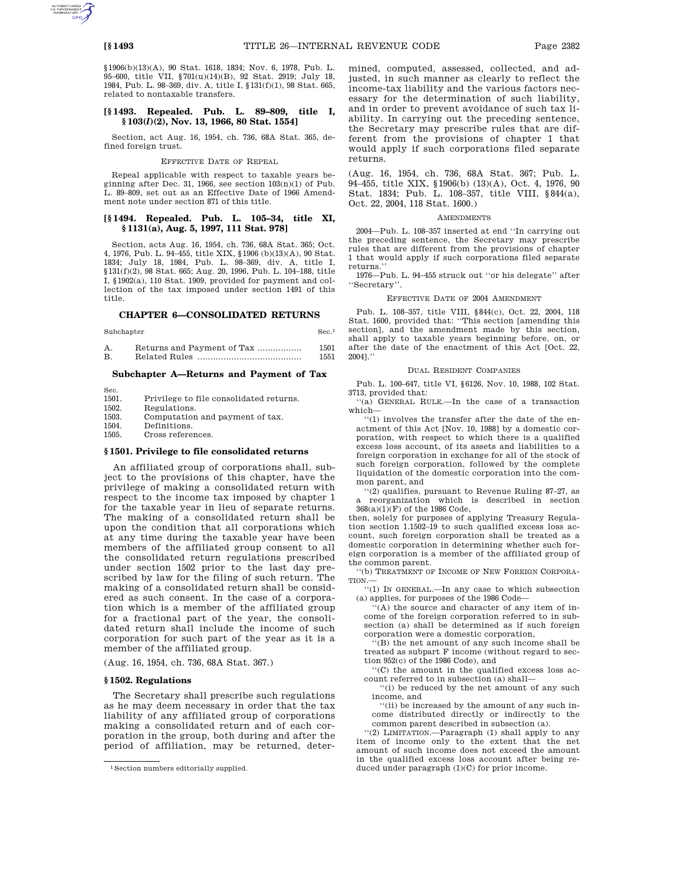§1906(b)(13)(A), 90 Stat. 1618, 1834; Nov. 6, 1978, Pub. L. 95–600, title VII, §701(u)(14)(B), 92 Stat. 2919; July 18, 1984, Pub. L. 98–369, div. A, title I, §131(f)(1), 98 Stat. 665, related to nontaxable transfers.

### [§1493. Repealed. Pub. L. 89–809, title I, §103(*l*)(2), Nov. 13, 1966, 80 Stat. 1554]

Section, act Aug. 16, 1954, ch. 736, 68A Stat. 365, defined foreign trust.

EFFECTIVE DATE OF REPEAL

Repeal applicable with respect to taxable years beginning after Dec. 31, 1966, see section 103(n)(1) of Pub. L. 89–809, set out as an Effective Date of 1966 Amendment note under section 871 of this title.

### [§1494. Repealed. Pub. L. 105–34, title XI, §1131(a), Aug. 5, 1997, 111 Stat. 978]

Section, acts Aug. 16, 1954, ch. 736, 68A Stat. 365; Oct. 4, 1976, Pub. L. 94–455, title XIX, §1906 (b)(13)(A), 90 Stat. 1834; July 18, 1984, Pub. L. 98–369, div. A, title I, §131(f)(2), 98 Stat. 665; Aug. 20, 1996, Pub. L. 104–188, title I, §1902(a), 110 Stat. 1909, provided for payment and collection of the tax imposed under section 1491 of this title.

## CHAPTER 6—CONSOLIDATED RETURNS

| Subchapter | | Sec.[1] |
|---|---|---|
| A. | Returns and Payment of Tax | 1501 |
| B. | Related Rules | 1551 |

### Subchapter A—Returns and Payment of Tax

| Sec. | |
|---|---|
| 1501. | Privilege to file consolidated returns. |
| 1502. | Regulations. |
| 1503. | Computation and payment of tax. |
| 1504. | Definitions. |
| 1505. | Cross references. |

### §1501. Privilege to file consolidated returns

An affiliated group of corporations shall, subject to the provisions of this chapter, have the privilege of making a consolidated return with respect to the income tax imposed by chapter 1 for the taxable year in lieu of separate returns. The making of a consolidated return shall be upon the condition that all corporations which at any time during the taxable year have been members of the affiliated group consent to all the consolidated return regulations prescribed under section 1502 prior to the last day prescribed by law for the filing of such return. The making of a consolidated return shall be considered as such consent. In the case of a corporation which is a member of the affiliated group for a fractional part of the year, the consolidated return shall include the income of such corporation for such part of the year as it is a member of the affiliated group.

(Aug. 16, 1954, ch. 736, 68A Stat. 367.)

### §1502. Regulations

The Secretary shall prescribe such regulations as he may deem necessary in order that the tax liability of any affiliated group of corporations making a consolidated return and of each corporation in the group, both during and after the period of affiliation, may be returned, determined, computed, assessed, collected, and adjusted, in such manner as clearly to reflect the income-tax liability and the various factors necessary for the determination of such liability, and in order to prevent avoidance of such tax liability. In carrying out the preceding sentence, the Secretary may prescribe rules that are different from the provisions of chapter 1 that would apply if such corporations filed separate returns.

(Aug. 16, 1954, ch. 736, 68A Stat. 367; Pub. L. 94–455, title XIX, §1906(b) (13)(A), Oct. 4, 1976, 90 Stat. 1834; Pub. L. 108–357, title VIII, §844(a), Oct. 22, 2004, 118 Stat. 1600.)

AMENDMENTS

2004—Pub. L. 108–357 inserted at end "In carrying out the preceding sentence, the Secretary may prescribe rules that are different from the provisions of chapter 1 that would apply if such corporations filed separate returns."

1976—Pub. L. 94–455 struck out "or his delegate" after "Secretary".

EFFECTIVE DATE OF 2004 AMENDMENT

Pub. L. 108–357, title VIII, §844(c), Oct. 22, 2004, 118 Stat. 1600, provided that: "This section [amending this section], and the amendment made by this section, shall apply to taxable years beginning before, on, or after the date of the enactment of this Act [Oct. 22, 2004]."

DUAL RESIDENT COMPANIES

Pub. L. 100–647, title VI, §6126, Nov. 10, 1988, 102 Stat. 3713, provided that:

"(a) GENERAL RULE.—In the case of a transaction which—

"(1) involves the transfer after the date of the enactment of this Act [Nov. 10, 1988] by a domestic corporation, with respect to which there is a qualified excess loss account, of its assets and liabilities to a foreign corporation in exchange for all of the stock of such foreign corporation, followed by the complete liquidation of the domestic corporation into the common parent, and

"(2) qualifies, pursuant to Revenue Ruling 87–27, as a reorganization which is described in section 368(a)(1)(F) of the 1986 Code,

then, solely for purposes of applying Treasury Regulation section 1.1502–19 to such qualified excess loss account, such foreign corporation shall be treated as a domestic corporation in determining whether such foreign corporation is a member of the affiliated group of the common parent.

"(b) TREATMENT OF INCOME OF NEW FOREIGN CORPORATION.—

"(1) IN GENERAL.—In any case to which subsection (a) applies, for purposes of the 1986 Code—

"(A) the source and character of any item of income of the foreign corporation referred to in subsection (a) shall be determined as if such foreign corporation were a domestic corporation,

"(B) the net amount of any such income shall be treated as subpart F income (without regard to section 952(c) of the 1986 Code), and

"(C) the amount in the qualified excess loss account referred to in subsection (a) shall—

"(i) be reduced by the net amount of any such income, and

"(ii) be increased by the amount of any such income distributed directly or indirectly to the common parent described in subsection (a).

"(2) LIMITATION.—Paragraph (1) shall apply to any item of income only to the extent that the net amount of such income does not exceed the amount in the qualified excess loss account after being reduced under paragraph (1)(C) for prior income.

[1] Section numbers editorially supplied.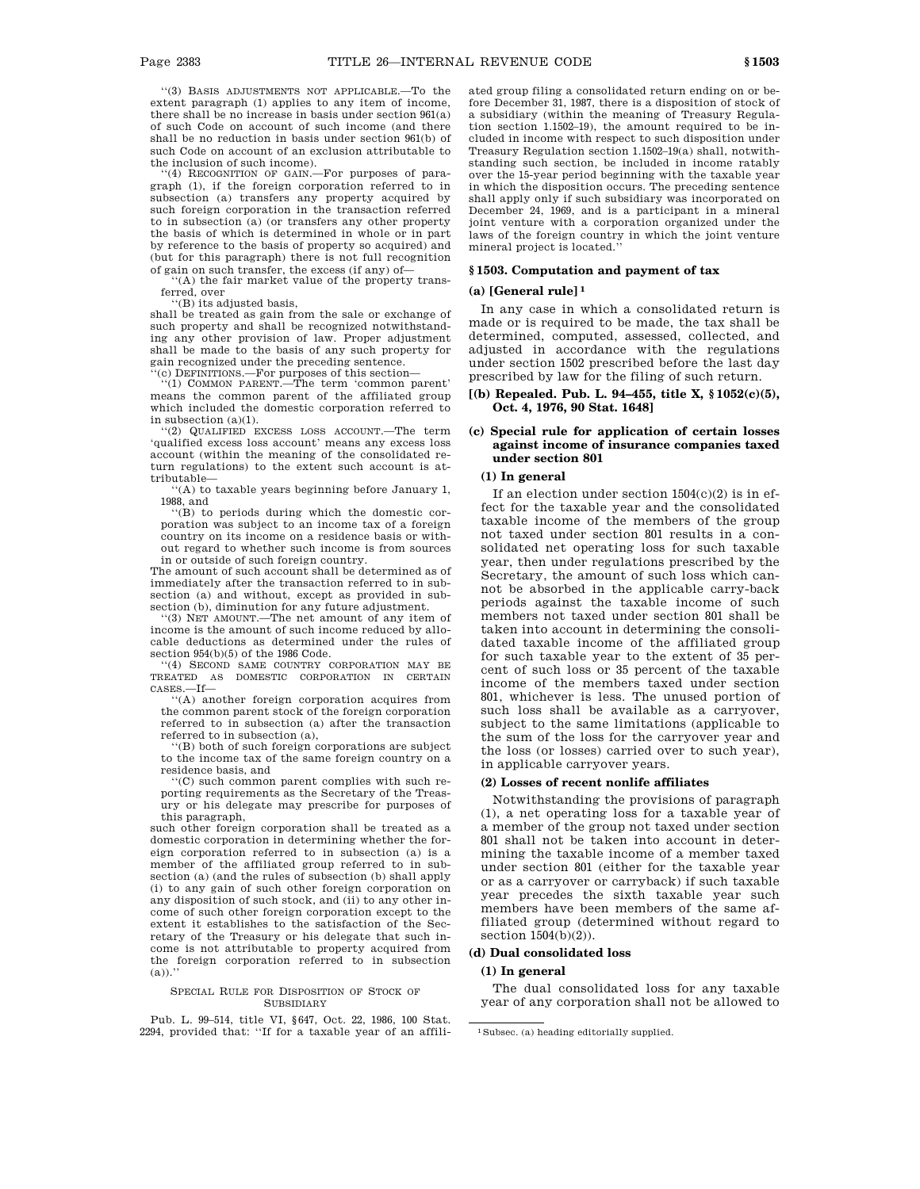"(3) BASIS ADJUSTMENTS NOT APPLICABLE.—To the extent paragraph (1) applies to any item of income, there shall be no increase in basis under section 961(a) of such Code on account of such income (and there shall be no reduction in basis under section 961(b) of such Code on account of an exclusion attributable to the inclusion of such income).

"(4) RECOGNITION OF GAIN.—For purposes of paragraph (1), if the foreign corporation referred to in subsection (a) transfers any property acquired by such foreign corporation in the transaction referred to in subsection (a) (or transfers any other property the basis of which is determined in whole or in part by reference to the basis of property so acquired) and (but for this paragraph) there is not full recognition of gain on such transfer, the excess (if any) of—

"(A) the fair market value of the property transferred, over

"(B) its adjusted basis,

shall be treated as gain from the sale or exchange of such property and shall be recognized notwithstanding any other provision of law. Proper adjustment shall be made to the basis of any such property for gain recognized under the preceding sentence.

"(c) DEFINITIONS.—For purposes of this section—

"(1) COMMON PARENT.—The term 'common parent' means the common parent of the affiliated group which included the domestic corporation referred to in subsection (a)(1).

"(2) QUALIFIED EXCESS LOSS ACCOUNT.—The term 'qualified excess loss account' means any excess loss account (within the meaning of the consolidated return regulations) to the extent such account is attributable—

"(A) to taxable years beginning before January 1, 1988, and

"(B) to periods during which the domestic corporation was subject to an income tax of a foreign country on its income on a residence basis or without regard to whether such income is from sources in or outside of such foreign country.

The amount of such account shall be determined as of immediately after the transaction referred to in subsection (a) and without, except as provided in subsection (b), diminution for any future adjustment.

"(3) NET AMOUNT.—The net amount of any item of income is the amount of such income reduced by allocable deductions as determined under the rules of section 954(b)(5) of the 1986 Code.

"(4) SECOND SAME COUNTRY CORPORATION MAY BE TREATED AS DOMESTIC CORPORATION IN CERTAIN CASES.—If—

"(A) another foreign corporation acquires from the common parent stock of the foreign corporation referred to in subsection (a) after the transaction referred to in subsection (a),

"(B) both of such foreign corporations are subject to the income tax of the same foreign country on a residence basis, and

"(C) such common parent complies with such reporting requirements as the Secretary of the Treasury or his delegate may prescribe for purposes of this paragraph,

such other foreign corporation shall be treated as a domestic corporation in determining whether the foreign corporation referred to in subsection (a) is a member of the affiliated group referred to in subsection (a) (and the rules of subsection (b) shall apply (i) to any gain of such other foreign corporation on any disposition of such stock, and (ii) to any other income of such other foreign corporation except to the extent it establishes to the satisfaction of the Secretary of the Treasury or his delegate that such income is not attributable to property acquired from the foreign corporation referred to in subsection (a))."

SPECIAL RULE FOR DISPOSITION OF STOCK OF SUBSIDIARY

Pub. L. 99–514, title VI, §647, Oct. 22, 1986, 100 Stat. 2294, provided that: "If for a taxable year of an affiliated group filing a consolidated return ending on or before December 31, 1987, there is a disposition of stock of a subsidiary (within the meaning of Treasury Regulation section 1.1502–19), the amount required to be included in income with respect to such disposition under Treasury Regulation section 1.1502–19(a) shall, notwithstanding such section, be included in income ratably over the 15-year period beginning with the taxable year in which the disposition occurs. The preceding sentence shall apply only if such subsidiary was incorporated on December 24, 1969, and is a participant in a mineral joint venture with a corporation organized under the laws of the foreign country in which the joint venture mineral project is located."

## §1503. Computation and payment of tax

### (a) [General rule][1]

In any case in which a consolidated return is made or is required to be made, the tax shall be determined, computed, assessed, collected, and adjusted in accordance with the regulations under section 1502 prescribed before the last day prescribed by law for the filing of such return.

### [(b) Repealed. Pub. L. 94–455, title X, §1052(c)(5), Oct. 4, 1976, 90 Stat. 1648]

### (c) Special rule for application of certain losses against income of insurance companies taxed under section 801

#### (1) In general

If an election under section 1504(c)(2) is in effect for the taxable year and the consolidated taxable income of the members of the group not taxed under section 801 results in a consolidated net operating loss for such taxable year, then under regulations prescribed by the Secretary, the amount of such loss which cannot be absorbed in the applicable carry-back periods against the taxable income of such members not taxed under section 801 shall be taken into account in determining the consolidated taxable income of the affiliated group for such taxable year to the extent of 35 percent of such loss or 35 percent of the taxable income of the members taxed under section 801, whichever is less. The unused portion of such loss shall be available as a carryover, subject to the same limitations (applicable to the sum of the loss for the carryover year and the loss (or losses) carried over to such year), in applicable carryover years.

#### (2) Losses of recent nonlife affiliates

Notwithstanding the provisions of paragraph (1), a net operating loss for a taxable year of a member of the group not taxed under section 801 shall not be taken into account in determining the taxable income of a member taxed under section 801 (either for the taxable year or as a carryover or carryback) if such taxable year precedes the sixth taxable year such members have been members of the same affiliated group (determined without regard to section 1504(b)(2)).

### (d) Dual consolidated loss

#### (1) In general

The dual consolidated loss for any taxable year of any corporation shall not be allowed to

[1] Subsec. (a) heading editorially supplied.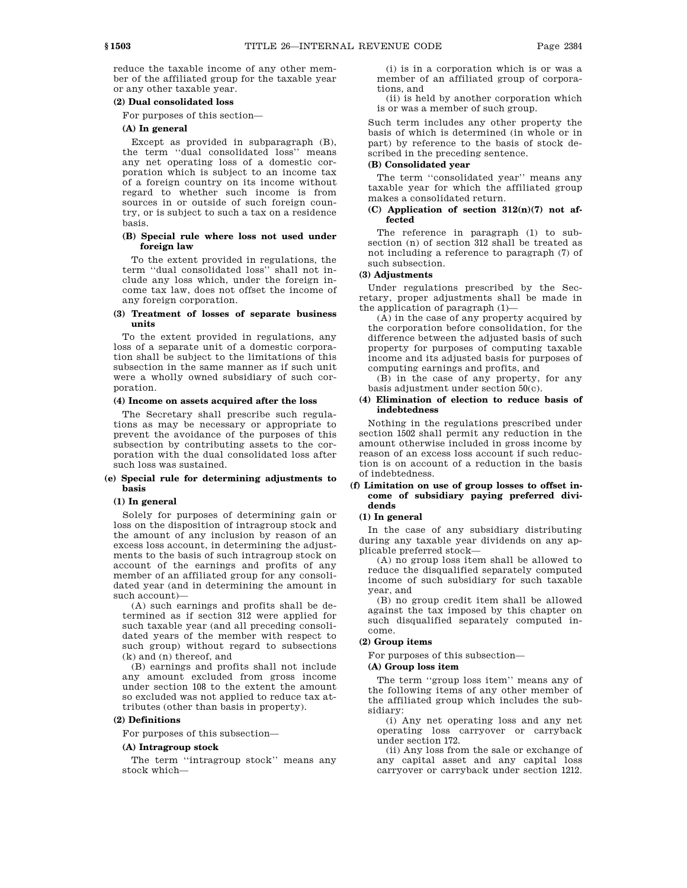reduce the taxable income of any other member of the affiliated group for the taxable year or any other taxable year.

**(2) Dual consolidated loss**

For purposes of this section—

**(A) In general**

Except as provided in subparagraph (B), the term ''dual consolidated loss'' means any net operating loss of a domestic corporation which is subject to an income tax of a foreign country on its income without regard to whether such income is from sources in or outside of such foreign country, or is subject to such a tax on a residence basis.

**(B) Special rule where loss not used under foreign law**

To the extent provided in regulations, the term ''dual consolidated loss'' shall not include any loss which, under the foreign income tax law, does not offset the income of any foreign corporation.

**(3) Treatment of losses of separate business units**

To the extent provided in regulations, any loss of a separate unit of a domestic corporation shall be subject to the limitations of this subsection in the same manner as if such unit were a wholly owned subsidiary of such corporation.

**(4) Income on assets acquired after the loss**

The Secretary shall prescribe such regulations as may be necessary or appropriate to prevent the avoidance of the purposes of this subsection by contributing assets to the corporation with the dual consolidated loss after such loss was sustained.

**(e) Special rule for determining adjustments to basis**

**(1) In general**

Solely for purposes of determining gain or loss on the disposition of intragroup stock and the amount of any inclusion by reason of an excess loss account, in determining the adjustments to the basis of such intragroup stock on account of the earnings and profits of any member of an affiliated group for any consolidated year (and in determining the amount in such account)—

(A) such earnings and profits shall be determined as if section 312 were applied for such taxable year (and all preceding consolidated years of the member with respect to such group) without regard to subsections (k) and (n) thereof, and

(B) earnings and profits shall not include any amount excluded from gross income under section 108 to the extent the amount so excluded was not applied to reduce tax attributes (other than basis in property).

**(2) Definitions**

For purposes of this subsection—

**(A) Intragroup stock**

The term ''intragroup stock'' means any stock which—

(i) is in a corporation which is or was a member of an affiliated group of corporations, and

(ii) is held by another corporation which is or was a member of such group.

Such term includes any other property the basis of which is determined (in whole or in part) by reference to the basis of stock described in the preceding sentence.

**(B) Consolidated year**

The term ''consolidated year'' means any taxable year for which the affiliated group makes a consolidated return.

**(C) Application of section 312(n)(7) not affected**

The reference in paragraph (1) to subsection (n) of section 312 shall be treated as not including a reference to paragraph (7) of such subsection.

**(3) Adjustments**

Under regulations prescribed by the Secretary, proper adjustments shall be made in the application of paragraph (1)—

(A) in the case of any property acquired by the corporation before consolidation, for the difference between the adjusted basis of such property for purposes of computing taxable income and its adjusted basis for purposes of computing earnings and profits, and

(B) in the case of any property, for any basis adjustment under section 50(c).

**(4) Elimination of election to reduce basis of indebtedness**

Nothing in the regulations prescribed under section 1502 shall permit any reduction in the amount otherwise included in gross income by reason of an excess loss account if such reduction is on account of a reduction in the basis of indebtedness.

**(f) Limitation on use of group losses to offset income of subsidiary paying preferred dividends**

**(1) In general**

In the case of any subsidiary distributing during any taxable year dividends on any applicable preferred stock—

(A) no group loss item shall be allowed to reduce the disqualified separately computed income of such subsidiary for such taxable year, and

(B) no group credit item shall be allowed against the tax imposed by this chapter on such disqualified separately computed income.

**(2) Group items**

For purposes of this subsection—

**(A) Group loss item**

The term ''group loss item'' means any of the following items of any other member of the affiliated group which includes the subsidiary:

(i) Any net operating loss and any net operating loss carryover or carryback under section 172.

(ii) Any loss from the sale or exchange of any capital asset and any capital loss carryover or carryback under section 1212.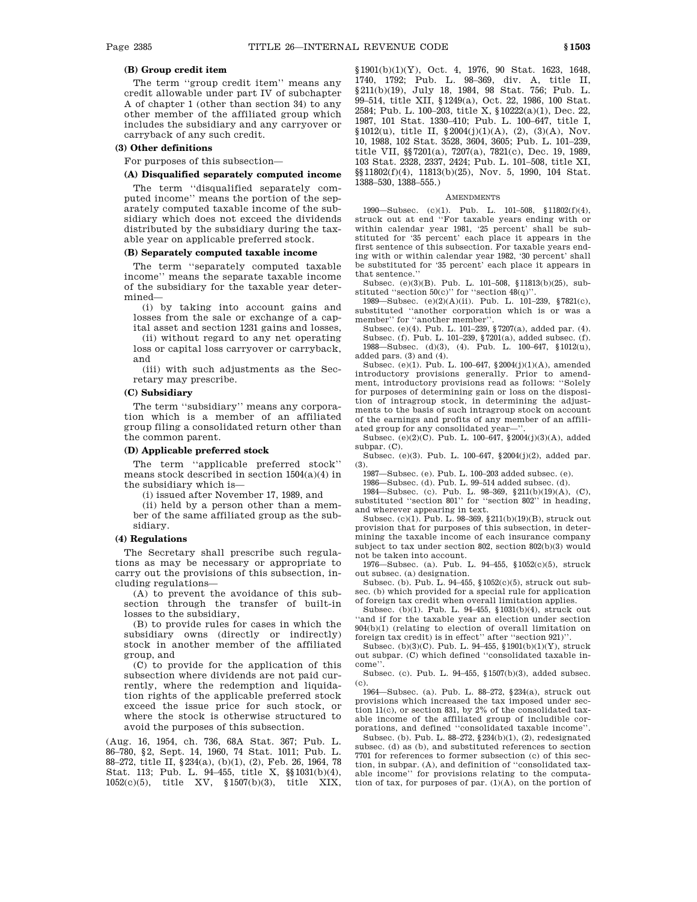**(B) Group credit item**

The term ''group credit item'' means any credit allowable under part IV of subchapter A of chapter 1 (other than section 34) to any other member of the affiliated group which includes the subsidiary and any carryover or carryback of any such credit.

**(3) Other definitions**

For purposes of this subsection—

**(A) Disqualified separately computed income**

The term ''disqualified separately computed income'' means the portion of the separately computed taxable income of the subsidiary which does not exceed the dividends distributed by the subsidiary during the taxable year on applicable preferred stock.

**(B) Separately computed taxable income**

The term ''separately computed taxable income'' means the separate taxable income of the subsidiary for the taxable year determined—

(i) by taking into account gains and losses from the sale or exchange of a capital asset and section 1231 gains and losses,

(ii) without regard to any net operating loss or capital loss carryover or carryback, and

(iii) with such adjustments as the Secretary may prescribe.

**(C) Subsidiary**

The term ''subsidiary'' means any corporation which is a member of an affiliated group filing a consolidated return other than the common parent.

**(D) Applicable preferred stock**

The term ''applicable preferred stock'' means stock described in section 1504(a)(4) in the subsidiary which is—

(i) issued after November 17, 1989, and

(ii) held by a person other than a member of the same affiliated group as the subsidiary.

**(4) Regulations**

The Secretary shall prescribe such regulations as may be necessary or appropriate to carry out the provisions of this subsection, including regulations—

(A) to prevent the avoidance of this subsection through the transfer of built-in losses to the subsidiary,

(B) to provide rules for cases in which the subsidiary owns (directly or indirectly) stock in another member of the affiliated group, and

(C) to provide for the application of this subsection where dividends are not paid currently, where the redemption and liquidation rights of the applicable preferred stock exceed the issue price for such stock, or where the stock is otherwise structured to avoid the purposes of this subsection.

(Aug. 16, 1954, ch. 736, 68A Stat. 367; Pub. L. 86–780, §2, Sept. 14, 1960, 74 Stat. 1011; Pub. L. 88–272, title II, §234(a), (b)(1), (2), Feb. 26, 1964, 78 Stat. 113; Pub. L. 94–455, title X, §§1031(b)(4), 1052(c)(5), title XV, §1507(b)(3), title XIX, §1901(b)(1)(Y), Oct. 4, 1976, 90 Stat. 1623, 1648, 1740, 1792; Pub. L. 98–369, div. A, title II, §211(b)(19), July 18, 1984, 98 Stat. 756; Pub. L. 99–514, title XII, §1249(a), Oct. 22, 1986, 100 Stat. 2584; Pub. L. 100–203, title X, §10222(a)(1), Dec. 22, 1987, 101 Stat. 1330–410; Pub. L. 100–647, title I, §1012(u), title II, §2004(j)(1)(A), (2), (3)(A), Nov. 10, 1988, 102 Stat. 3528, 3604, 3605; Pub. L. 101–239, title VII, §§7201(a), 7207(a), 7821(c), Dec. 19, 1989, 103 Stat. 2328, 2337, 2424; Pub. L. 101–508, title XI, §§11802(f)(4), 11813(b)(25), Nov. 5, 1990, 104 Stat. 1388–530, 1388–555.)

AMENDMENTS

1990—Subsec. (c)(1). Pub. L. 101–508, §11802(f)(4), struck out at end ''For taxable years ending with or within calendar year 1981, '25 percent' shall be substituted for '35 percent' each place it appears in the first sentence of this subsection. For taxable years ending with or within calendar year 1982, '30 percent' shall be substituted for '35 percent' each place it appears in that sentence.''

Subsec. (e)(3)(B). Pub. L. 101–508, §11813(b)(25), substituted ''section 50(c)'' for ''section 48(q)''.

1989—Subsec. (e)(2)(A)(ii). Pub. L. 101–239, §7821(c), substituted ''another corporation which is or was a member'' for ''another member''.

Subsec. (e)(4). Pub. L. 101–239, §7207(a), added par. (4).

Subsec. (f). Pub. L. 101–239, §7201(a), added subsec. (f).

1988—Subsec. (d)(3), (4). Pub. L. 100–647, §1012(u), added pars. (3) and (4).

Subsec. (e)(1). Pub. L. 100–647, §2004(j)(1)(A), amended introductory provisions generally. Prior to amendment, introductory provisions read as follows: ''Solely for purposes of determining gain or loss on the disposition of intragroup stock, in determining the adjustments to the basis of such intragroup stock on account of the earnings and profits of any member of an affiliated group for any consolidated year—''.

Subsec. (e)(2)(C). Pub. L. 100–647, §2004(j)(3)(A), added subpar. (C).

Subsec. (e)(3). Pub. L. 100–647, §2004(j)(2), added par. (3).

1987—Subsec. (e). Pub. L. 100–203 added subsec. (e).

1986—Subsec. (d). Pub. L. 99–514 added subsec. (d).

1984—Subsec. (c). Pub. L. 98–369, §211(b)(19)(A), (C), substituted ''section 801'' for ''section 802'' in heading, and wherever appearing in text.

Subsec. (c)(1). Pub. L. 98–369, §211(b)(19)(B), struck out provision that for purposes of this subsection, in determining the taxable income of each insurance company subject to tax under section 802, section 802(b)(3) would not be taken into account.

1976—Subsec. (a). Pub. L. 94–455, §1052(c)(5), struck out subsec. (a) designation.

Subsec. (b). Pub. L. 94–455, §1052(c)(5), struck out subsec. (b) which provided for a special rule for application of foreign tax credit when overall limitation applies.

Subsec. (b)(1). Pub. L. 94–455, §1031(b)(4), struck out ''and if for the taxable year an election under section 904(b)(1) (relating to election of overall limitation on foreign tax credit) is in effect'' after ''section 921)''.

Subsec. (b)(3)(C). Pub. L. 94–455, §1901(b)(1)(Y), struck out subpar. (C) which defined ''consolidated taxable income''.

Subsec. (c). Pub. L. 94–455, §1507(b)(3), added subsec. (c).

1964—Subsec. (a). Pub. L. 88–272, §234(a), struck out provisions which increased the tax imposed under section 11(c), or section 831, by 2% of the consolidated taxable income of the affiliated group of includible corporations, and defined ''consolidated taxable income''.

Subsec. (b). Pub. L. 88–272, §234(b)(1), (2), redesignated subsec. (d) as (b), and substituted references to section 7701 for references to former subsection (c) of this section, in subpar. (A), and definition of ''consolidated taxable income'' for provisions relating to the computation of tax, for purposes of par. (1)(A), on the portion of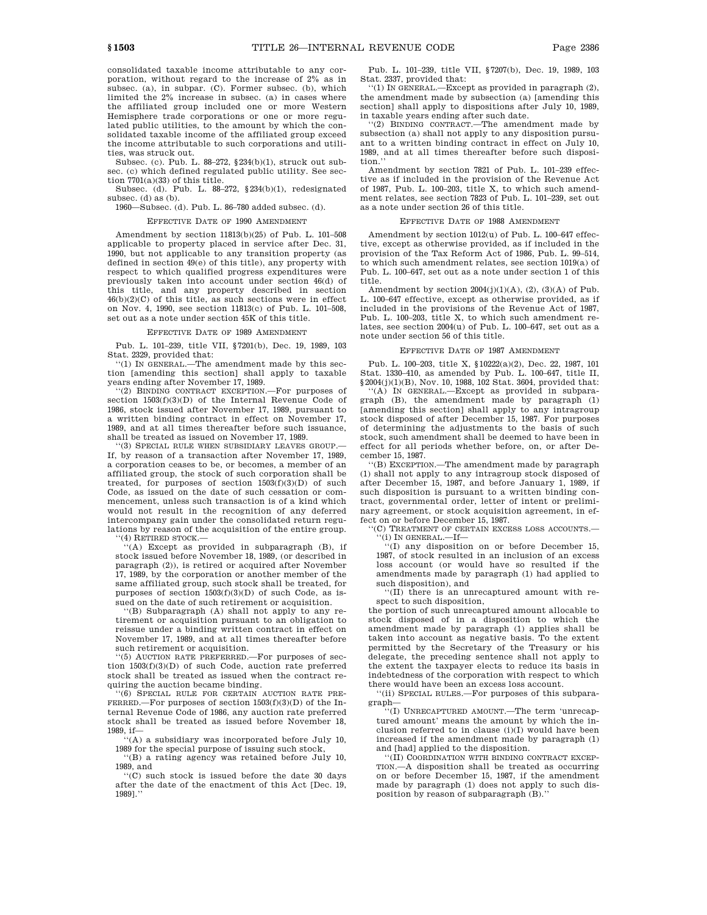consolidated taxable income attributable to any corporation, without regard to the increase of 2% as in subsec. (a), in subpar. (C). Former subsec. (b), which limited the 2% increase in subsec. (a) in cases where the affiliated group included one or more Western Hemisphere trade corporations or one or more regulated public utilities, to the amount by which the consolidated taxable income of the affiliated group exceed the income attributable to such corporations and utilities, was struck out.

Subsec. (c). Pub. L. 88–272, §234(b)(1), struck out subsec. (c) which defined regulated public utility. See section 7701(a)(33) of this title.

Subsec. (d). Pub. L. 88–272, §234(b)(1), redesignated subsec. (d) as (b).

1960—Subsec. (d). Pub. L. 86–780 added subsec. (d).

### EFFECTIVE DATE OF 1990 AMENDMENT

Amendment by section 11813(b)(25) of Pub. L. 101–508 applicable to property placed in service after Dec. 31, 1990, but not applicable to any transition property (as defined in section 49(e) of this title), any property with respect to which qualified progress expenditures were previously taken into account under section 46(d) of this title, and any property described in section 46(b)(2)(C) of this title, as such sections were in effect on Nov. 4, 1990, see section 11813(c) of Pub. L. 101–508, set out as a note under section 45K of this title.

### EFFECTIVE DATE OF 1989 AMENDMENT

Pub. L. 101–239, title VII, §7201(b), Dec. 19, 1989, 103 Stat. 2329, provided that:

''(1) IN GENERAL.—The amendment made by this section [amending this section] shall apply to taxable years ending after November 17, 1989.

''(2) BINDING CONTRACT EXCEPTION.—For purposes of section 1503(f)(3)(D) of the Internal Revenue Code of 1986, stock issued after November 17, 1989, pursuant to a written binding contract in effect on November 17, 1989, and at all times thereafter before such issuance, shall be treated as issued on November 17, 1989.

''(3) SPECIAL RULE WHEN SUBSIDIARY LEAVES GROUP.—If, by reason of a transaction after November 17, 1989, a corporation ceases to be, or becomes, a member of an affiliated group, the stock of such corporation shall be treated, for purposes of section 1503(f)(3)(D) of such Code, as issued on the date of such cessation or commencement, unless such transaction is of a kind which would not result in the recognition of any deferred intercompany gain under the consolidated return regulations by reason of the acquisition of the entire group.

''(4) RETIRED STOCK.—

''(A) Except as provided in subparagraph (B), if stock issued before November 18, 1989, (or described in paragraph (2)), is retired or acquired after November 17, 1989, by the corporation or another member of the same affiliated group, such stock shall be treated, for purposes of section 1503(f)(3)(D) of such Code, as issued on the date of such retirement or acquisition.

''(B) Subparagraph (A) shall not apply to any retirement or acquisition pursuant to an obligation to reissue under a binding written contract in effect on November 17, 1989, and at all times thereafter before such retirement or acquisition.

''(5) AUCTION RATE PREFERRED.—For purposes of section 1503(f)(3)(D) of such Code, auction rate preferred stock shall be treated as issued when the contract requiring the auction became binding.

''(6) SPECIAL RULE FOR CERTAIN AUCTION RATE PREFERRED.—For purposes of section 1503(f)(3)(D) of the Internal Revenue Code of 1986, any auction rate preferred stock shall be treated as issued before November 18, 1989, if—

''(A) a subsidiary was incorporated before July 10, 1989 for the special purpose of issuing such stock,

''(B) a rating agency was retained before July 10, 1989, and

''(C) such stock is issued before the date 30 days after the date of the enactment of this Act [Dec. 19, 1989].''

Pub. L. 101–239, title VII, §7207(b), Dec. 19, 1989, 103 Stat. 2337, provided that:

''(1) IN GENERAL.—Except as provided in paragraph (2), the amendment made by subsection (a) [amending this section] shall apply to dispositions after July 10, 1989, in taxable years ending after such date.

''(2) BINDING CONTRACT.—The amendment made by subsection (a) shall not apply to any disposition pursuant to a written binding contract in effect on July 10, 1989, and at all times thereafter before such disposition.''

Amendment by section 7821 of Pub. L. 101–239 effective as if included in the provision of the Revenue Act of 1987, Pub. L. 100–203, title X, to which such amendment relates, see section 7823 of Pub. L. 101–239, set out as a note under section 26 of this title.

### EFFECTIVE DATE OF 1988 AMENDMENT

Amendment by section 1012(u) of Pub. L. 100–647 effective, except as otherwise provided, as if included in the provision of the Tax Reform Act of 1986, Pub. L. 99–514, to which such amendment relates, see section 1019(a) of Pub. L. 100–647, set out as a note under section 1 of this title.

Amendment by section 2004(j)(1)(A), (2), (3)(A) of Pub. L. 100–647 effective, except as otherwise provided, as if included in the provisions of the Revenue Act of 1987, Pub. L. 100–203, title X, to which such amendment relates, see section 2004(u) of Pub. L. 100–647, set out as a note under section 56 of this title.

### EFFECTIVE DATE OF 1987 AMENDMENT

Pub. L. 100–203, title X, §10222(a)(2), Dec. 22, 1987, 101 Stat. 1330–410, as amended by Pub. L. 100–647, title II, §2004(j)(1)(B), Nov. 10, 1988, 102 Stat. 3604, provided that:

''(A) IN GENERAL.—Except as provided in subparagraph (B), the amendment made by paragraph (1) [amending this section] shall apply to any intragroup stock disposed of after December 15, 1987. For purposes of determining the adjustments to the basis of such stock, such amendment shall be deemed to have been in effect for all periods whether before, on, or after December 15, 1987.

''(B) EXCEPTION.—The amendment made by paragraph (1) shall not apply to any intragroup stock disposed of after December 15, 1987, and before January 1, 1989, if such disposition is pursuant to a written binding contract, governmental order, letter of intent or preliminary agreement, or stock acquisition agreement, in effect on or before December 15, 1987.

''(C) TREATMENT OF CERTAIN EXCESS LOSS ACCOUNTS.—

''(i) IN GENERAL.—If—

''(I) any disposition on or before December 15, 1987, of stock resulted in an inclusion of an excess loss account (or would have so resulted if the amendments made by paragraph (1) had applied to such disposition), and

''(II) there is an unrecaptured amount with respect to such disposition,

the portion of such unrecaptured amount allocable to stock disposed of in a disposition to which the amendment made by paragraph (1) applies shall be taken into account as negative basis. To the extent permitted by the Secretary of the Treasury or his delegate, the preceding sentence shall not apply to the extent the taxpayer elects to reduce its basis in indebtedness of the corporation with respect to which there would have been an excess loss account.

''(ii) SPECIAL RULES.—For purposes of this subparagraph—

''(I) UNRECAPTURED AMOUNT.—The term 'unrecaptured amount' means the amount by which the inclusion referred to in clause (i)(I) would have been increased if the amendment made by paragraph (1) and [had] applied to the disposition.

''(II) COORDINATION WITH BINDING CONTRACT EXCEPTION.—A disposition shall be treated as occurring on or before December 15, 1987, if the amendment made by paragraph (1) does not apply to such disposition by reason of subparagraph (B).''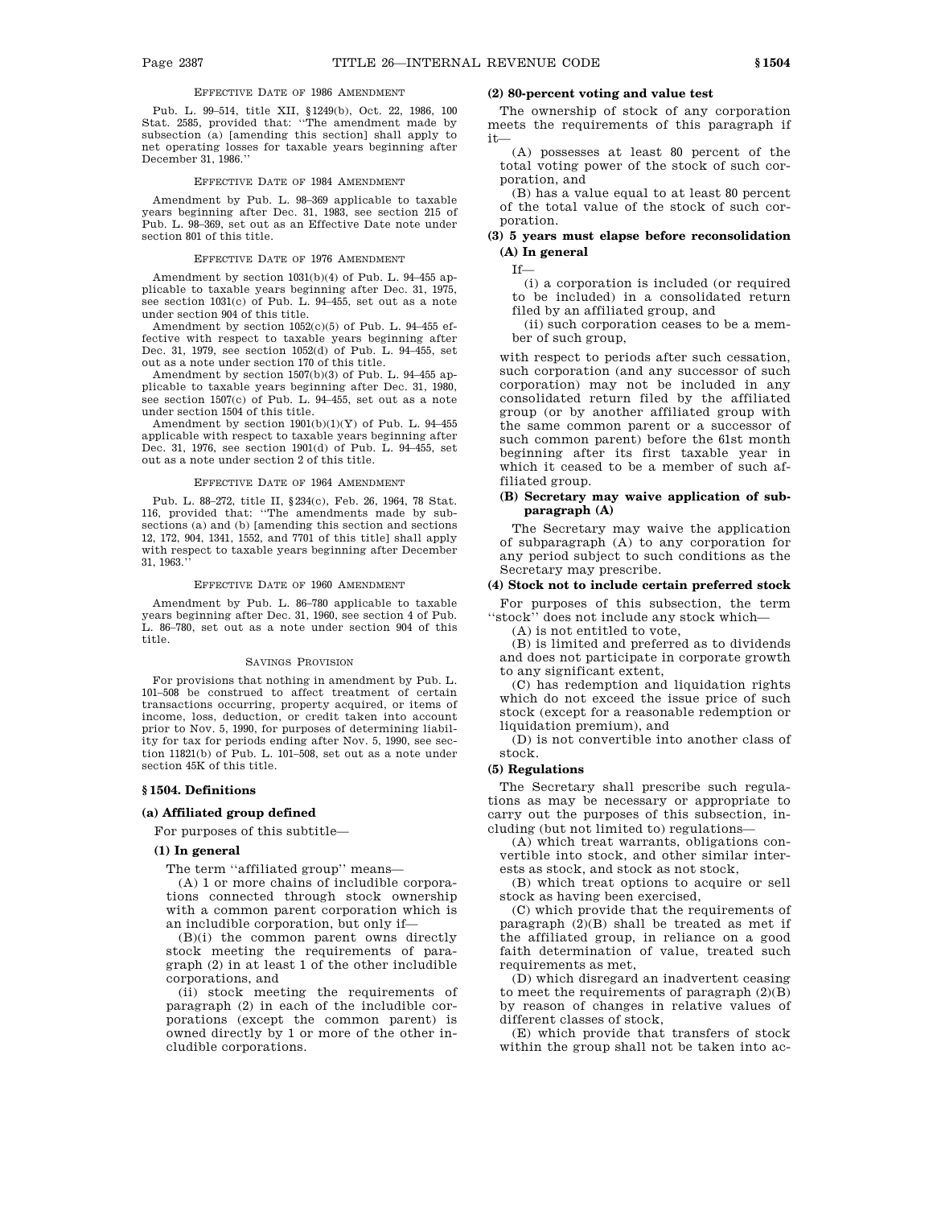EFFECTIVE DATE OF 1986 AMENDMENT

Pub. L. 99–514, title XII, §1249(b), Oct. 22, 1986, 100 Stat. 2585, provided that: ''The amendment made by subsection (a) [amending this section] shall apply to net operating losses for taxable years beginning after December 31, 1986.''

EFFECTIVE DATE OF 1984 AMENDMENT

Amendment by Pub. L. 98–369 applicable to taxable years beginning after Dec. 31, 1983, see section 215 of Pub. L. 98–369, set out as an Effective Date note under section 801 of this title.

EFFECTIVE DATE OF 1976 AMENDMENT

Amendment by section 1031(b)(4) of Pub. L. 94–455 applicable to taxable years beginning after Dec. 31, 1975, see section 1031(c) of Pub. L. 94–455, set out as a note under section 904 of this title.

Amendment by section 1052(c)(5) of Pub. L. 94–455 effective with respect to taxable years beginning after Dec. 31, 1979, see section 1052(d) of Pub. L. 94–455, set out as a note under section 170 of this title.

Amendment by section 1507(b)(3) of Pub. L. 94–455 applicable to taxable years beginning after Dec. 31, 1980, see section 1507(c) of Pub. L. 94–455, set out as a note under section 1504 of this title.

Amendment by section 1901(b)(1)(Y) of Pub. L. 94–455 applicable with respect to taxable years beginning after Dec. 31, 1976, see section 1901(d) of Pub. L. 94–455, set out as a note under section 2 of this title.

EFFECTIVE DATE OF 1964 AMENDMENT

Pub. L. 88–272, title II, §234(c), Feb. 26, 1964, 78 Stat. 116, provided that: ''The amendments made by subsections (a) and (b) [amending this section and sections 12, 172, 904, 1341, 1552, and 7701 of this title] shall apply with respect to taxable years beginning after December 31, 1963.''

EFFECTIVE DATE OF 1960 AMENDMENT

Amendment by Pub. L. 86–780 applicable to taxable years beginning after Dec. 31, 1960, see section 4 of Pub. L. 86–780, set out as a note under section 904 of this title.

SAVINGS PROVISION

For provisions that nothing in amendment by Pub. L. 101–508 be construed to affect treatment of certain transactions occurring, property acquired, or items of income, loss, deduction, or credit taken into account prior to Nov. 5, 1990, for purposes of determining liability for tax for periods ending after Nov. 5, 1990, see section 11821(b) of Pub. L. 101–508, set out as a note under section 45K of this title.

## §1504. Definitions

### (a) Affiliated group defined

For purposes of this subtitle—

#### (1) In general

The term ''affiliated group'' means—

(A) 1 or more chains of includible corporations connected through stock ownership with a common parent corporation which is an includible corporation, but only if—

(B)(i) the common parent owns directly stock meeting the requirements of paragraph (2) in at least 1 of the other includible corporations, and

(ii) stock meeting the requirements of paragraph (2) in each of the includible corporations (except the common parent) is owned directly by 1 or more of the other includible corporations.

#### (2) 80-percent voting and value test

The ownership of stock of any corporation meets the requirements of this paragraph if it—

(A) possesses at least 80 percent of the total voting power of the stock of such corporation, and

(B) has a value equal to at least 80 percent of the total value of the stock of such corporation.

#### (3) 5 years must elapse before reconsolidation

**(A) In general**

If—

(i) a corporation is included (or required to be included) in a consolidated return filed by an affiliated group, and

(ii) such corporation ceases to be a member of such group,

with respect to periods after such cessation, such corporation (and any successor of such corporation) may not be included in any consolidated return filed by the affiliated group (or by another affiliated group with the same common parent or a successor of such common parent) before the 61st month beginning after its first taxable year in which it ceased to be a member of such affiliated group.

**(B) Secretary may waive application of subparagraph (A)**

The Secretary may waive the application of subparagraph (A) to any corporation for any period subject to such conditions as the Secretary may prescribe.

#### (4) Stock not to include certain preferred stock

For purposes of this subsection, the term ''stock'' does not include any stock which—

(A) is not entitled to vote,

(B) is limited and preferred as to dividends and does not participate in corporate growth to any significant extent,

(C) has redemption and liquidation rights which do not exceed the issue price of such stock (except for a reasonable redemption or liquidation premium), and

(D) is not convertible into another class of stock.

#### (5) Regulations

The Secretary shall prescribe such regulations as may be necessary or appropriate to carry out the purposes of this subsection, including (but not limited to) regulations—

(A) which treat warrants, obligations convertible into stock, and other similar interests as stock, and stock as not stock,

(B) which treat options to acquire or sell stock as having been exercised,

(C) which provide that the requirements of paragraph (2)(B) shall be treated as met if the affiliated group, in reliance on a good faith determination of value, treated such requirements as met,

(D) which disregard an inadvertent ceasing to meet the requirements of paragraph (2)(B) by reason of changes in relative values of different classes of stock,

(E) which provide that transfers of stock within the group shall not be taken into ac-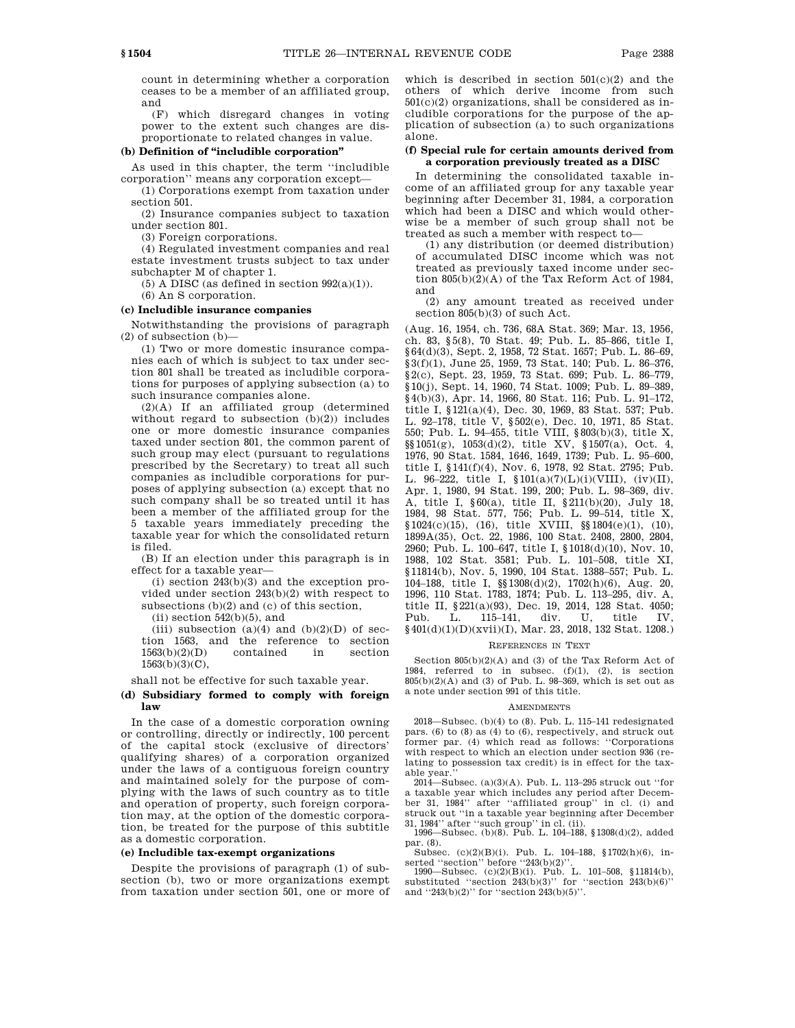count in determining whether a corporation ceases to be a member of an affiliated group, and

(F) which disregard changes in voting power to the extent such changes are disproportionate to related changes in value.

### (b) Definition of "includible corporation"

As used in this chapter, the term "includible corporation" means any corporation except—

(1) Corporations exempt from taxation under section 501.

(2) Insurance companies subject to taxation under section 801.

(3) Foreign corporations.

(4) Regulated investment companies and real estate investment trusts subject to tax under subchapter M of chapter 1.

(5) A DISC (as defined in section 992(a)(1)).

(6) An S corporation.

### (c) Includible insurance companies

Notwithstanding the provisions of paragraph (2) of subsection (b)—

(1) Two or more domestic insurance companies each of which is subject to tax under section 801 shall be treated as includible corporations for purposes of applying subsection (a) to such insurance companies alone.

(2)(A) If an affiliated group (determined without regard to subsection (b)(2)) includes one or more domestic insurance companies taxed under section 801, the common parent of such group may elect (pursuant to regulations prescribed by the Secretary) to treat all such companies as includible corporations for purposes of applying subsection (a) except that no such company shall be so treated until it has been a member of the affiliated group for the 5 taxable years immediately preceding the taxable year for which the consolidated return is filed.

(B) If an election under this paragraph is in effect for a taxable year—

(i) section 243(b)(3) and the exception provided under section 243(b)(2) with respect to subsections (b)(2) and (c) of this section,

(ii) section 542(b)(5), and

(iii) subsection (a)(4) and (b)(2)(D) of section 1563, and the reference to section 1563(b)(2)(D) contained in section 1563(b)(3)(C),

shall not be effective for such taxable year.

### (d) Subsidiary formed to comply with foreign law

In the case of a domestic corporation owning or controlling, directly or indirectly, 100 percent of the capital stock (exclusive of directors' qualifying shares) of a corporation organized under the laws of a contiguous foreign country and maintained solely for the purpose of complying with the laws of such country as to title and operation of property, such foreign corporation may, at the option of the domestic corporation, be treated for the purpose of this subtitle as a domestic corporation.

### (e) Includible tax-exempt organizations

Despite the provisions of paragraph (1) of subsection (b), two or more organizations exempt from taxation under section 501, one or more of which is described in section 501(c)(2) and the others of which derive income from such 501(c)(2) organizations, shall be considered as includible corporations for the purpose of the application of subsection (a) to such organizations alone.

### (f) Special rule for certain amounts derived from a corporation previously treated as a DISC

In determining the consolidated taxable income of an affiliated group for any taxable year beginning after December 31, 1984, a corporation which had been a DISC and which would otherwise be a member of such group shall not be treated as such a member with respect to—

(1) any distribution (or deemed distribution) of accumulated DISC income which was not treated as previously taxed income under section 805(b)(2)(A) of the Tax Reform Act of 1984, and

(2) any amount treated as received under section 805(b)(3) of such Act.

(Aug. 16, 1954, ch. 736, 68A Stat. 369; Mar. 13, 1956, ch. 83, §5(8), 70 Stat. 49; Pub. L. 85–866, title I, §64(d)(3), Sept. 2, 1958, 72 Stat. 1657; Pub. L. 86–69, §3(f)(1), June 25, 1959, 73 Stat. 140; Pub. L. 86–376, §2(c), Sept. 23, 1959, 73 Stat. 699; Pub. L. 86–779, §10(j), Sept. 14, 1960, 74 Stat. 1009; Pub. L. 89–389, §4(b)(3), Apr. 14, 1966, 80 Stat. 116; Pub. L. 91–172, title I, §121(a)(4), Dec. 30, 1969, 83 Stat. 537; Pub. L. 92–178, title V, §502(e), Dec. 10, 1971, 85 Stat. 550; Pub. L. 94–455, title VIII, §803(b)(3), title X, §§1051(g), 1053(d)(2), title XV, §1507(a), Oct. 4, 1976, 90 Stat. 1584, 1646, 1649, 1739; Pub. L. 95–600, title I, §141(f)(4), Nov. 6, 1978, 92 Stat. 2795; Pub. L. 96–222, title I, §101(a)(7)(L)(i)(VIII), (iv)(II), Apr. 1, 1980, 94 Stat. 199, 200; Pub. L. 98–369, div. A, title I, §60(a), title II, §211(b)(20), July 18, 1984, 98 Stat. 577, 756; Pub. L. 99–514, title X, §1024(c)(15), (16), title XVIII, §§1804(e)(1), (10), 1899A(35), Oct. 22, 1986, 100 Stat. 2408, 2800, 2804, 2960; Pub. L. 100–647, title I, §1018(d)(10), Nov. 10, 1988, 102 Stat. 3581; Pub. L. 101–508, title XI, §11814(b), Nov. 5, 1990, 104 Stat. 1388–557; Pub. L. 104–188, title I, §§1308(d)(2), 1702(h)(6), Aug. 20, 1996, 110 Stat. 1783, 1874; Pub. L. 113–295, div. A, title II, §221(a)(93), Dec. 19, 2014, 128 Stat. 4050; Pub. L. 115–141, div. U, title IV, §401(d)(1)(D)(xvii)(I), Mar. 23, 2018, 132 Stat. 1208.)

#### References in Text

Section 805(b)(2)(A) and (3) of the Tax Reform Act of 1984, referred to in subsec. (f)(1), (2), is section 805(b)(2)(A) and (3) of Pub. L. 98–369, which is set out as a note under section 991 of this title.

#### Amendments

2018—Subsec. (b)(4) to (8). Pub. L. 115–141 redesignated pars. (6) to (8) as (4) to (6), respectively, and struck out former par. (4) which read as follows: "Corporations with respect to which an election under section 936 (relating to possession tax credit) is in effect for the taxable year."

2014—Subsec. (a)(3)(A). Pub. L. 113–295 struck out "for a taxable year which includes any period after December 31, 1984" after "affiliated group" in cl. (i) and struck out "in a taxable year beginning after December 31, 1984" after "such group" in cl. (ii).

1996—Subsec. (b)(8). Pub. L. 104–188, §1308(d)(2), added par. (8).

Subsec. (c)(2)(B)(i). Pub. L. 104–188, §1702(h)(6), inserted "section" before "243(b)(2)".

1990—Subsec. (c)(2)(B)(i). Pub. L. 101–508, §11814(b), substituted "section 243(b)(3)" for "section 243(b)(6)" and "243(b)(2)" for "section 243(b)(5)".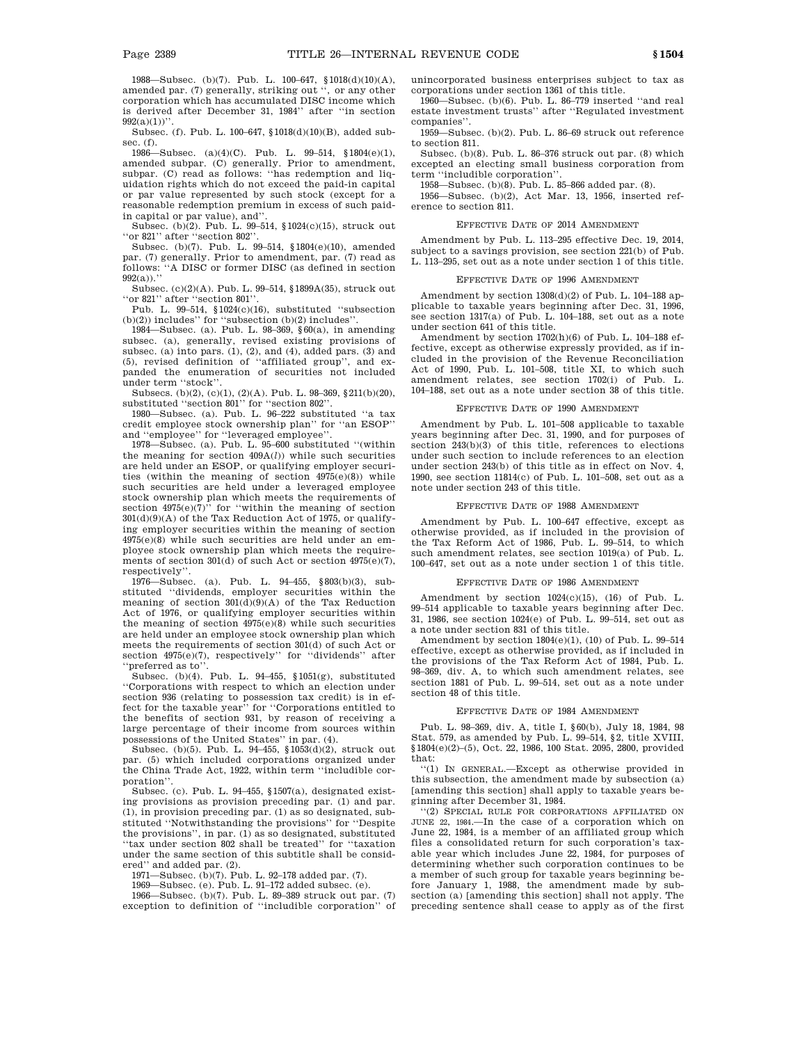1988—Subsec. (b)(7). Pub. L. 100–647, §1018(d)(10)(A), amended par. (7) generally, striking out '', or any other corporation which has accumulated DISC income which is derived after December 31, 1984'' after ''in section 992(a)(1))''.

Subsec. (f). Pub. L. 100–647, §1018(d)(10)(B), added subsec. (f).

1986—Subsec. (a)(4)(C). Pub. L. 99–514, §1804(e)(1), amended subpar. (C) generally. Prior to amendment, subpar. (C) read as follows: ''has redemption and liquidation rights which do not exceed the paid-in capital or par value represented by such stock (except for a reasonable redemption premium in excess of such paid-in capital or par value), and''.

Subsec. (b)(2). Pub. L. 99–514, §1024(c)(15), struck out ''or 821'' after ''section 802''.

Subsec. (b)(7). Pub. L. 99–514, §1804(e)(10), amended par. (7) generally. Prior to amendment, par. (7) read as follows: ''A DISC or former DISC (as defined in section 992(a)).''

Subsec. (c)(2)(A). Pub. L. 99–514, §1899A(35), struck out ''or 821'' after ''section 801''.

Pub. L. 99–514, §1024(c)(16), substituted ''subsection (b)(2)) includes'' for ''subsection (b)(2) includes''.

1984—Subsec. (a). Pub. L. 98–369, §60(a), in amending subsec. (a), generally, revised existing provisions of subsec. (a) into pars. (1), (2), and (4), added pars. (3) and (5), revised definition of ''affiliated group'', and expanded the enumeration of securities not included under term ''stock''.

Subsecs. (b)(2), (c)(1), (2)(A). Pub. L. 98–369, §211(b)(20), substituted ''section 801'' for ''section 802''.

1980—Subsec. (a). Pub. L. 96–222 substituted ''a tax credit employee stock ownership plan'' for ''an ESOP'' and ''employee'' for ''leveraged employee''.

1978—Subsec. (a). Pub. L. 95–600 substituted ''(within the meaning for section 409A(*l*)) while such securities are held under an ESOP, or qualifying employer securities (within the meaning of section 4975(e)(8)) while such securities are held under a leveraged employee stock ownership plan which meets the requirements of section 4975(e)(7)'' for ''within the meaning of section 301(d)(9)(A) of the Tax Reduction Act of 1975, or qualifying employer securities within the meaning of section 4975(e)(8) while such securities are held under an employee stock ownership plan which meets the requirements of section 301(d) of such Act or section 4975(e)(7), respectively''.

1976—Subsec. (a). Pub. L. 94–455, §803(b)(3), substituted ''dividends, employer securities within the meaning of section 301(d)(9)(A) of the Tax Reduction Act of 1976, or qualifying employer securities within the meaning of section 4975(e)(8) while such securities are held under an employee stock ownership plan which meets the requirements of section 301(d) of such Act or section 4975(e)(7), respectively'' for ''dividends'' after ''preferred as to''.

Subsec. (b)(4). Pub. L. 94–455, §1051(g), substituted ''Corporations with respect to which an election under section 936 (relating to possession tax credit) is in effect for the taxable year'' for ''Corporations entitled to the benefits of section 931, by reason of receiving a large percentage of their income from sources within possessions of the United States'' in par. (4).

Subsec. (b)(5). Pub. L. 94–455, §1053(d)(2), struck out par. (5) which included corporations organized under the China Trade Act, 1922, within term ''includible corporation''.

Subsec. (c). Pub. L. 94–455, §1507(a), designated existing provisions as provision preceding par. (1) and par. (1), in provision preceding par. (1) as so designated, substituted ''Notwithstanding the provisions'' for ''Despite the provisions'', in par. (1) as so designated, substituted ''tax under section 802 shall be treated'' for ''taxation under the same section of this subtitle shall be considered'' and added par. (2).

1971—Subsec. (b)(7). Pub. L. 92–178 added par. (7).

1969—Subsec. (e). Pub. L. 91–172 added subsec. (e).

1966—Subsec. (b)(7). Pub. L. 89–389 struck out par. (7) exception to definition of ''includible corporation'' of unincorporated business enterprises subject to tax as corporations under section 1361 of this title.

1960—Subsec. (b)(6). Pub. L. 86–779 inserted ''and real estate investment trusts'' after ''Regulated investment companies''.

1959—Subsec. (b)(2). Pub. L. 86–69 struck out reference to section 811.

Subsec. (b)(8). Pub. L. 86–376 struck out par. (8) which excepted an electing small business corporation from term ''includible corporation''.

1958—Subsec. (b)(8). Pub. L. 85–866 added par. (8).

1956—Subsec. (b)(2), Act Mar. 13, 1956, inserted reference to section 811.

## Effective Date of 2014 Amendment

Amendment by Pub. L. 113–295 effective Dec. 19, 2014, subject to a savings provision, see section 221(b) of Pub. L. 113–295, set out as a note under section 1 of this title.

## Effective Date of 1996 Amendment

Amendment by section 1308(d)(2) of Pub. L. 104–188 applicable to taxable years beginning after Dec. 31, 1996, see section 1317(a) of Pub. L. 104–188, set out as a note under section 641 of this title.

Amendment by section 1702(h)(6) of Pub. L. 104–188 effective, except as otherwise expressly provided, as if included in the provision of the Revenue Reconciliation Act of 1990, Pub. L. 101–508, title XI, to which such amendment relates, see section 1702(i) of Pub. L. 104–188, set out as a note under section 38 of this title.

## Effective Date of 1990 Amendment

Amendment by Pub. L. 101–508 applicable to taxable years beginning after Dec. 31, 1990, and for purposes of section 243(b)(3) of this title, references to elections under such section to include references to an election under section 243(b) of this title as in effect on Nov. 4, 1990, see section 11814(c) of Pub. L. 101–508, set out as a note under section 243 of this title.

## Effective Date of 1988 Amendment

Amendment by Pub. L. 100–647 effective, except as otherwise provided, as if included in the provision of the Tax Reform Act of 1986, Pub. L. 99–514, to which such amendment relates, see section 1019(a) of Pub. L. 100–647, set out as a note under section 1 of this title.

## Effective Date of 1986 Amendment

Amendment by section 1024(c)(15), (16) of Pub. L. 99–514 applicable to taxable years beginning after Dec. 31, 1986, see section 1024(e) of Pub. L. 99–514, set out as a note under section 831 of this title.

Amendment by section 1804(e)(1), (10) of Pub. L. 99–514 effective, except as otherwise provided, as if included in the provisions of the Tax Reform Act of 1984, Pub. L. 98–369, div. A, to which such amendment relates, see section 1881 of Pub. L. 99–514, set out as a note under section 48 of this title.

## Effective Date of 1984 Amendment

Pub. L. 98–369, div. A, title I, §60(b), July 18, 1984, 98 Stat. 579, as amended by Pub. L. 99–514, §2, title XVIII, §1804(e)(2)–(5), Oct. 22, 1986, 100 Stat. 2095, 2800, provided that:

''(1) In general.—Except as otherwise provided in this subsection, the amendment made by subsection (a) [amending this section] shall apply to taxable years beginning after December 31, 1984.

''(2) Special rule for corporations affiliated on June 22, 1984.—In the case of a corporation which on June 22, 1984, is a member of an affiliated group which files a consolidated return for such corporation's taxable year which includes June 22, 1984, for purposes of determining whether such corporation continues to be a member of such group for taxable years beginning before January 1, 1988, the amendment made by subsection (a) [amending this section] shall not apply. The preceding sentence shall cease to apply as of the first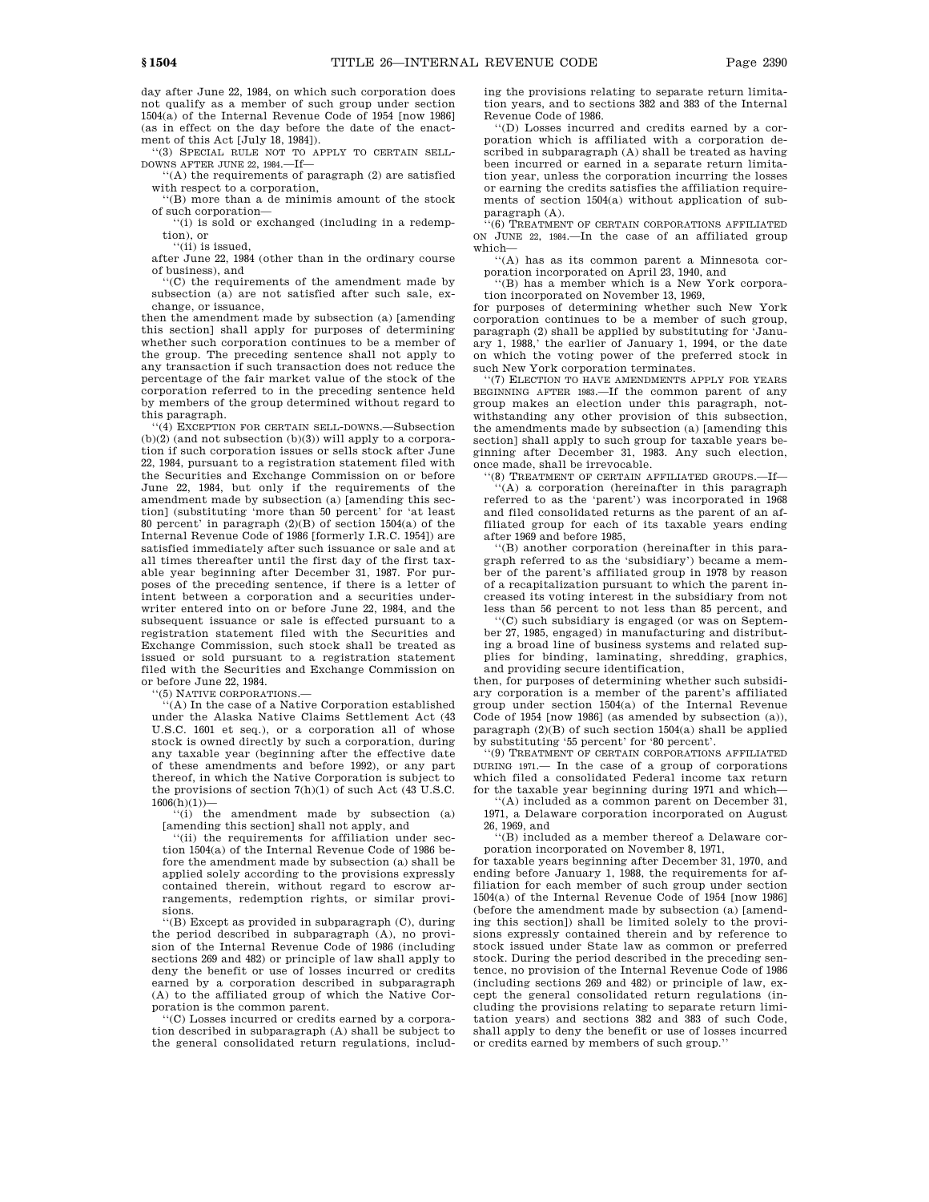day after June 22, 1984, on which such corporation does not qualify as a member of such group under section 1504(a) of the Internal Revenue Code of 1954 [now 1986] (as in effect on the day before the date of the enactment of this Act [July 18, 1984]).

''(3) SPECIAL RULE NOT TO APPLY TO CERTAIN SELL-DOWNS AFTER JUNE 22, 1984.—If—

''(A) the requirements of paragraph (2) are satisfied with respect to a corporation,

''(B) more than a de minimis amount of the stock of such corporation—

''(i) is sold or exchanged (including in a redemption), or

''(ii) is issued,

after June 22, 1984 (other than in the ordinary course of business), and

''(C) the requirements of the amendment made by subsection (a) are not satisfied after such sale, exchange, or issuance,

then the amendment made by subsection (a) [amending this section] shall apply for purposes of determining whether such corporation continues to be a member of the group. The preceding sentence shall not apply to any transaction if such transaction does not reduce the percentage of the fair market value of the stock of the corporation referred to in the preceding sentence held by members of the group determined without regard to this paragraph.

''(4) EXCEPTION FOR CERTAIN SELL-DOWNS.—Subsection (b)(2) (and not subsection (b)(3)) will apply to a corporation if such corporation issues or sells stock after June 22, 1984, pursuant to a registration statement filed with the Securities and Exchange Commission on or before June 22, 1984, but only if the requirements of the amendment made by subsection (a) [amending this section] (substituting 'more than 50 percent' for 'at least 80 percent' in paragraph (2)(B) of section 1504(a) of the Internal Revenue Code of 1986 [formerly I.R.C. 1954]) are satisfied immediately after such issuance or sale and at all times thereafter until the first day of the first taxable year beginning after December 31, 1987. For purposes of the preceding sentence, if there is a letter of intent between a corporation and a securities underwriter entered into on or before June 22, 1984, and the subsequent issuance or sale is effected pursuant to a registration statement filed with the Securities and Exchange Commission, such stock shall be treated as issued or sold pursuant to a registration statement filed with the Securities and Exchange Commission on or before June 22, 1984.

''(5) NATIVE CORPORATIONS.—

''(A) In the case of a Native Corporation established under the Alaska Native Claims Settlement Act (43 U.S.C. 1601 et seq.), or a corporation all of whose stock is owned directly by such a corporation, during any taxable year (beginning after the effective date of these amendments and before 1992), or any part thereof, in which the Native Corporation is subject to the provisions of section 7(h)(1) of such Act (43 U.S.C. 1606(h)(1))—

''(i) the amendment made by subsection (a) [amending this section] shall not apply, and

''(ii) the requirements for affiliation under section 1504(a) of the Internal Revenue Code of 1986 before the amendment made by subsection (a) shall be applied solely according to the provisions expressly contained therein, without regard to escrow arrangements, redemption rights, or similar provisions.

''(B) Except as provided in subparagraph (C), during the period described in subparagraph (A), no provision of the Internal Revenue Code of 1986 (including sections 269 and 482) or principle of law shall apply to deny the benefit or use of losses incurred or credits earned by a corporation described in subparagraph (A) to the affiliated group of which the Native Corporation is the common parent.

''(C) Losses incurred or credits earned by a corporation described in subparagraph (A) shall be subject to the general consolidated return regulations, including the provisions relating to separate return limitation years, and to sections 382 and 383 of the Internal Revenue Code of 1986.

''(D) Losses incurred and credits earned by a corporation which is affiliated with a corporation described in subparagraph (A) shall be treated as having been incurred or earned in a separate return limitation year, unless the corporation incurring the losses or earning the credits satisfies the affiliation requirements of section 1504(a) without application of subparagraph (A).

''(6) TREATMENT OF CERTAIN CORPORATIONS AFFILIATED ON JUNE 22, 1984.—In the case of an affiliated group which—

''(A) has as its common parent a Minnesota corporation incorporated on April 23, 1940, and

''(B) has a member which is a New York corporation incorporated on November 13, 1969,

for purposes of determining whether such New York corporation continues to be a member of such group, paragraph (2) shall be applied by substituting for 'January 1, 1988,' the earlier of January 1, 1994, or the date on which the voting power of the preferred stock in such New York corporation terminates.

''(7) ELECTION TO HAVE AMENDMENTS APPLY FOR YEARS BEGINNING AFTER 1983.—If the common parent of any group makes an election under this paragraph, notwithstanding any other provision of this subsection, the amendments made by subsection (a) [amending this section] shall apply to such group for taxable years beginning after December 31, 1983. Any such election, once made, shall be irrevocable.

''(8) TREATMENT OF CERTAIN AFFILIATED GROUPS.—If—

''(A) a corporation (hereinafter in this paragraph referred to as the 'parent') was incorporated in 1968 and filed consolidated returns as the parent of an affiliated group for each of its taxable years ending after 1969 and before 1985,

''(B) another corporation (hereinafter in this paragraph referred to as the 'subsidiary') became a member of the parent's affiliated group in 1978 by reason of a recapitalization pursuant to which the parent increased its voting interest in the subsidiary from not less than 56 percent to not less than 85 percent, and

''(C) such subsidiary is engaged (or was on September 27, 1985, engaged) in manufacturing and distributing a broad line of business systems and related supplies for binding, laminating, shredding, graphics, and providing secure identification,

then, for purposes of determining whether such subsidiary corporation is a member of the parent's affiliated group under section 1504(a) of the Internal Revenue Code of 1954 [now 1986] (as amended by subsection (a)), paragraph (2)(B) of such section 1504(a) shall be applied by substituting '55 percent' for '80 percent'.

''(9) TREATMENT OF CERTAIN CORPORATIONS AFFILIATED DURING 1971.— In the case of a group of corporations which filed a consolidated Federal income tax return for the taxable year beginning during 1971 and which—

''(A) included as a common parent on December 31, 1971, a Delaware corporation incorporated on August 26, 1969, and

''(B) included as a member thereof a Delaware corporation incorporated on November 8, 1971,

for taxable years beginning after December 31, 1970, and ending before January 1, 1988, the requirements for affiliation for each member of such group under section 1504(a) of the Internal Revenue Code of 1954 [now 1986] (before the amendment made by subsection (a) [amending this section]) shall be limited solely to the provisions expressly contained therein and by reference to stock issued under State law as common or preferred stock. During the period described in the preceding sentence, no provision of the Internal Revenue Code of 1986 (including sections 269 and 482) or principle of law, except the general consolidated return regulations (including the provisions relating to separate return limitation years) and sections 382 and 383 of such Code, shall apply to deny the benefit or use of losses incurred or credits earned by members of such group.''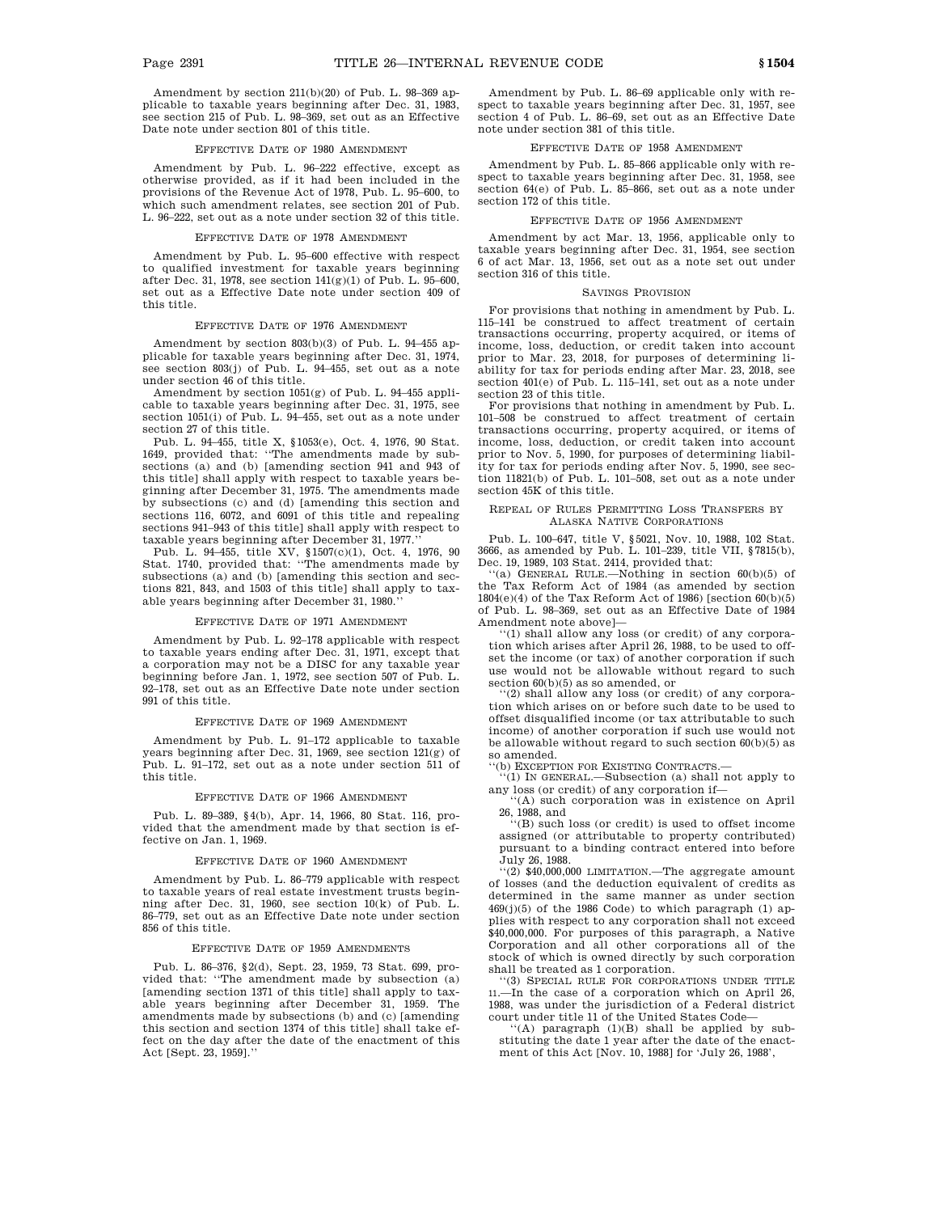Amendment by section 211(b)(20) of Pub. L. 98–369 applicable to taxable years beginning after Dec. 31, 1983, see section 215 of Pub. L. 98–369, set out as an Effective Date note under section 801 of this title.

### EFFECTIVE DATE OF 1980 AMENDMENT

Amendment by Pub. L. 96–222 effective, except as otherwise provided, as if it had been included in the provisions of the Revenue Act of 1978, Pub. L. 95–600, to which such amendment relates, see section 201 of Pub. L. 96–222, set out as a note under section 32 of this title.

### EFFECTIVE DATE OF 1978 AMENDMENT

Amendment by Pub. L. 95–600 effective with respect to qualified investment for taxable years beginning after Dec. 31, 1978, see section 141(g)(1) of Pub. L. 95–600, set out as a Effective Date note under section 409 of this title.

### EFFECTIVE DATE OF 1976 AMENDMENT

Amendment by section 803(b)(3) of Pub. L. 94–455 applicable for taxable years beginning after Dec. 31, 1974, see section 803(j) of Pub. L. 94–455, set out as a note under section 46 of this title.

Amendment by section 1051(g) of Pub. L. 94–455 applicable to taxable years beginning after Dec. 31, 1975, see section 1051(i) of Pub. L. 94–455, set out as a note under section 27 of this title.

Pub. L. 94–455, title X, §1053(e), Oct. 4, 1976, 90 Stat. 1649, provided that: ''The amendments made by subsections (a) and (b) [amending section 941 and 943 of this title] shall apply with respect to taxable years beginning after December 31, 1975. The amendments made by subsections (c) and (d) [amending this section and sections 116, 6072, and 6091 of this title and repealing sections 941–943 of this title] shall apply with respect to taxable years beginning after December 31, 1977.''

Pub. L. 94–455, title XV, §1507(c)(1), Oct. 4, 1976, 90 Stat. 1740, provided that: ''The amendments made by subsections (a) and (b) [amending this section and sections 821, 843, and 1503 of this title] shall apply to taxable years beginning after December 31, 1980.''

### EFFECTIVE DATE OF 1971 AMENDMENT

Amendment by Pub. L. 92–178 applicable with respect to taxable years ending after Dec. 31, 1971, except that a corporation may not be a DISC for any taxable year beginning before Jan. 1, 1972, see section 507 of Pub. L. 92–178, set out as an Effective Date note under section 991 of this title.

### EFFECTIVE DATE OF 1969 AMENDMENT

Amendment by Pub. L. 91–172 applicable to taxable years beginning after Dec. 31, 1969, see section 121(g) of Pub. L. 91–172, set out as a note under section 511 of this title.

### EFFECTIVE DATE OF 1966 AMENDMENT

Pub. L. 89–389, §4(b), Apr. 14, 1966, 80 Stat. 116, provided that the amendment made by that section is effective on Jan. 1, 1969.

### EFFECTIVE DATE OF 1960 AMENDMENT

Amendment by Pub. L. 86–779 applicable with respect to taxable years of real estate investment trusts beginning after Dec. 31, 1960, see section 10(k) of Pub. L. 86–779, set out as an Effective Date note under section 856 of this title.

### EFFECTIVE DATE OF 1959 AMENDMENTS

Pub. L. 86–376, §2(d), Sept. 23, 1959, 73 Stat. 699, provided that: ''The amendment made by subsection (a) [amending section 1371 of this title] shall apply to taxable years beginning after December 31, 1959. The amendments made by subsections (b) and (c) [amending this section and section 1374 of this title] shall take effect on the day after the date of the enactment of this Act [Sept. 23, 1959].''

Amendment by Pub. L. 86–69 applicable only with respect to taxable years beginning after Dec. 31, 1957, see section 4 of Pub. L. 86–69, set out as an Effective Date note under section 381 of this title.

### EFFECTIVE DATE OF 1958 AMENDMENT

Amendment by Pub. L. 85–866 applicable only with respect to taxable years beginning after Dec. 31, 1958, see section 64(e) of Pub. L. 85–866, set out as a note under section 172 of this title.

### EFFECTIVE DATE OF 1956 AMENDMENT

Amendment by act Mar. 13, 1956, applicable only to taxable years beginning after Dec. 31, 1954, see section 6 of act Mar. 13, 1956, set out as a note set out under section 316 of this title.

### SAVINGS PROVISION

For provisions that nothing in amendment by Pub. L. 115–141 be construed to affect treatment of certain transactions occurring, property acquired, or items of income, loss, deduction, or credit taken into account prior to Mar. 23, 2018, for purposes of determining liability for tax for periods ending after Mar. 23, 2018, see section 401(e) of Pub. L. 115–141, set out as a note under section 23 of this title.

For provisions that nothing in amendment by Pub. L. 101–508 be construed to affect treatment of certain transactions occurring, property acquired, or items of income, loss, deduction, or credit taken into account prior to Nov. 5, 1990, for purposes of determining liability for tax for periods ending after Nov. 5, 1990, see section 11821(b) of Pub. L. 101–508, set out as a note under section 45K of this title.

### REPEAL OF RULES PERMITTING LOSS TRANSFERS BY ALASKA NATIVE CORPORATIONS

Pub. L. 100–647, title V, §5021, Nov. 10, 1988, 102 Stat. 3666, as amended by Pub. L. 101–239, title VII, §7815(b), Dec. 19, 1989, 103 Stat. 2414, provided that:

''(a) GENERAL RULE.—Nothing in section 60(b)(5) of the Tax Reform Act of 1984 (as amended by section 1804(e)(4) of the Tax Reform Act of 1986) [section 60(b)(5) of Pub. L. 98–369, set out as an Effective Date of 1984 Amendment note above]—

''(1) shall allow any loss (or credit) of any corporation which arises after April 26, 1988, to be used to offset the income (or tax) of another corporation if such use would not be allowable without regard to such section 60(b)(5) as so amended, or

''(2) shall allow any loss (or credit) of any corporation which arises on or before such date to be used to offset disqualified income (or tax attributable to such income) of another corporation if such use would not be allowable without regard to such section 60(b)(5) as so amended.

''(b) EXCEPTION FOR EXISTING CONTRACTS.—

''(1) IN GENERAL.—Subsection (a) shall not apply to any loss (or credit) of any corporation if—

''(A) such corporation was in existence on April 26, 1988, and

''(B) such loss (or credit) is used to offset income assigned (or attributable to property contributed) pursuant to a binding contract entered into before July 26, 1988.

''(2) $40,000,000 LIMITATION.—The aggregate amount of losses (and the deduction equivalent of credits as determined in the same manner as under section 469(j)(5) of the 1986 Code) to which paragraph (1) applies with respect to any corporation shall not exceed $40,000,000. For purposes of this paragraph, a Native Corporation and all other corporations all of the stock of which is owned directly by such corporation shall be treated as 1 corporation.

''(3) SPECIAL RULE FOR CORPORATIONS UNDER TITLE 11.—In the case of a corporation which on April 26, 1988, was under the jurisdiction of a Federal district court under title 11 of the United States Code—

''(A) paragraph (1)(B) shall be applied by substituting the date 1 year after the date of the enactment of this Act [Nov. 10, 1988] for 'July 26, 1988',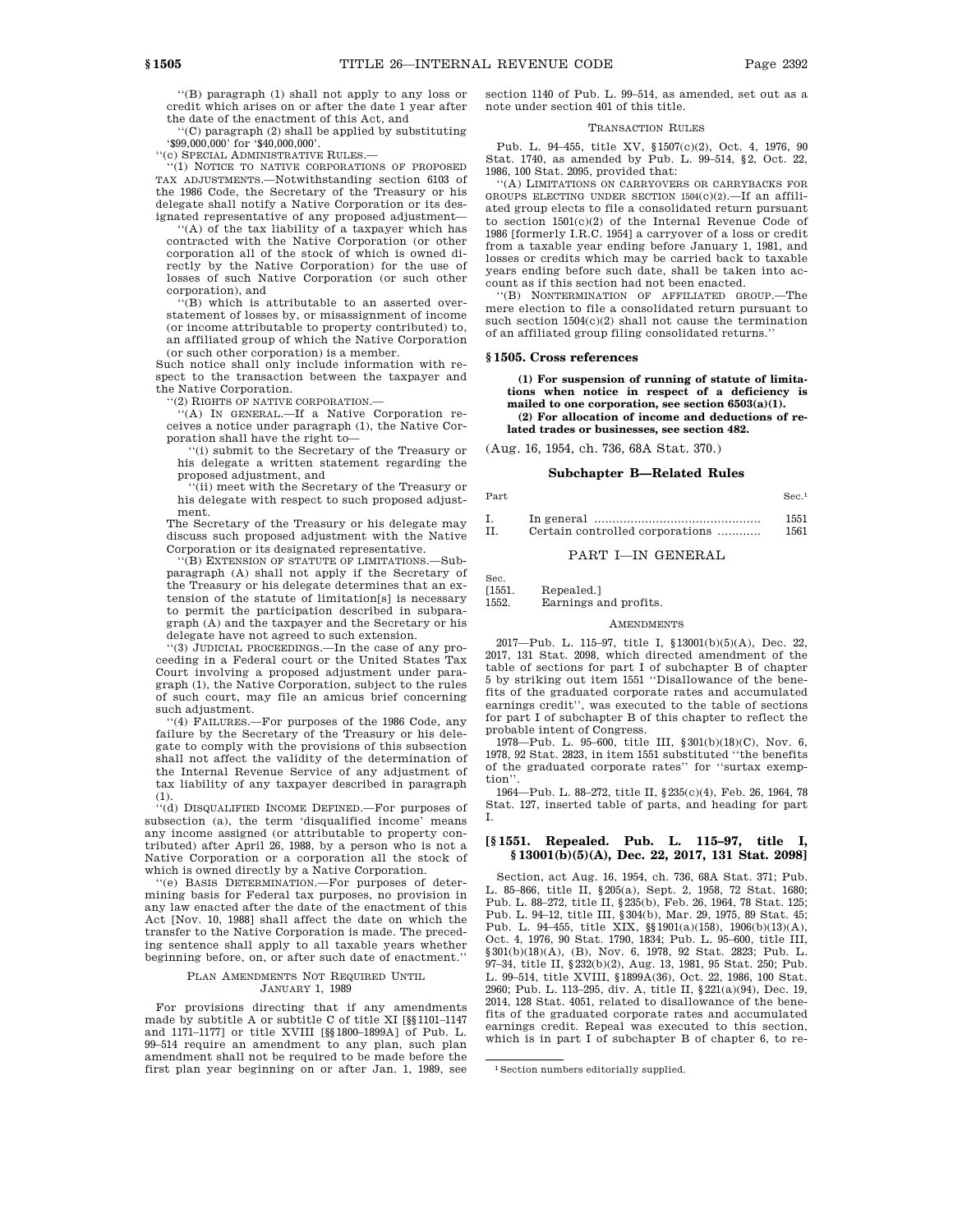"(B) paragraph (1) shall not apply to any loss or credit which arises on or after the date 1 year after the date of the enactment of this Act, and

"(C) paragraph (2) shall be applied by substituting '$99,000,000' for '$40,000,000'.

"(c) SPECIAL ADMINISTRATIVE RULES.—

"(1) NOTICE TO NATIVE CORPORATIONS OF PROPOSED TAX ADJUSTMENTS.—Notwithstanding section 6103 of the 1986 Code, the Secretary of the Treasury or his delegate shall notify a Native Corporation or its designated representative of any proposed adjustment—

"(A) of the tax liability of a taxpayer which has contracted with the Native Corporation (or other corporation all of the stock of which is owned directly by the Native Corporation) for the use of losses of such Native Corporation (or such other corporation), and

"(B) which is attributable to an asserted overstatement of losses by, or misassignment of income (or income attributable to property contributed) to, an affiliated group of which the Native Corporation (or such other corporation) is a member.

Such notice shall only include information with respect to the transaction between the taxpayer and the Native Corporation.

"(2) RIGHTS OF NATIVE CORPORATION.—

"(A) IN GENERAL.—If a Native Corporation receives a notice under paragraph (1), the Native Corporation shall have the right to—

"(i) submit to the Secretary of the Treasury or his delegate a written statement regarding the proposed adjustment, and

"(ii) meet with the Secretary of the Treasury or his delegate with respect to such proposed adjustment.

The Secretary of the Treasury or his delegate may discuss such proposed adjustment with the Native Corporation or its designated representative.

"(B) EXTENSION OF STATUTE OF LIMITATIONS.—Subparagraph (A) shall not apply if the Secretary of the Treasury or his delegate determines that an extension of the statute of limitation[s] is necessary to permit the participation described in subparagraph (A) and the taxpayer and the Secretary or his delegate have not agreed to such extension.

"(3) JUDICIAL PROCEEDINGS.—In the case of any proceeding in a Federal court or the United States Tax Court involving a proposed adjustment under paragraph (1), the Native Corporation, subject to the rules of such court, may file an amicus brief concerning such adjustment.

"(4) FAILURES.—For purposes of the 1986 Code, any failure by the Secretary of the Treasury or his delegate to comply with the provisions of this subsection shall not affect the validity of the determination of the Internal Revenue Service of any adjustment of tax liability of any taxpayer described in paragraph (1).

"(d) DISQUALIFIED INCOME DEFINED.—For purposes of subsection (a), the term 'disqualified income' means any income assigned (or attributable to property contributed) after April 26, 1988, by a person who is not a Native Corporation or a corporation all the stock of which is owned directly by a Native Corporation.

"(e) BASIS DETERMINATION.—For purposes of determining basis for Federal tax purposes, no provision in any law enacted after the date of the enactment of this Act [Nov. 10, 1988] shall affect the date on which the transfer to the Native Corporation is made. The preceding sentence shall apply to all taxable years whether beginning before, on, or after such date of enactment."

PLAN AMENDMENTS NOT REQUIRED UNTIL JANUARY 1, 1989

For provisions directing that if any amendments made by subtitle A or subtitle C of title XI [§§1101–1147 and 1171–1177] or title XVIII [§§1800–1899A] of Pub. L. 99–514 require an amendment to any plan, such plan amendment shall not be required to be made before the first plan year beginning on or after Jan. 1, 1989, see section 1140 of Pub. L. 99–514, as amended, set out as a note under section 401 of this title.

TRANSACTION RULES

Pub. L. 94–455, title XV, §1507(c)(2), Oct. 4, 1976, 90 Stat. 1740, as amended by Pub. L. 99–514, §2, Oct. 22, 1986, 100 Stat. 2095, provided that:

"(A) LIMITATIONS ON CARRYOVERS OR CARRYBACKS FOR GROUPS ELECTING UNDER SECTION 1504(c)(2).—If an affiliated group elects to file a consolidated return pursuant to section 1501(c)(2) of the Internal Revenue Code of 1986 [formerly I.R.C. 1954] a carryover of a loss or credit from a taxable year ending before January 1, 1981, and losses or credits which may be carried back to taxable years ending before such date, shall be taken into account as if this section had not been enacted.

"(B) NONTERMINATION OF AFFILIATED GROUP.—The mere election to file a consolidated return pursuant to such section 1504(c)(2) shall not cause the termination of an affiliated group filing consolidated returns."

## §1505. Cross references

**(1) For suspension of running of statute of limitations when notice in respect of a deficiency is mailed to one corporation, see section 6503(a)(1).**

**(2) For allocation of income and deductions of related trades or businesses, see section 482.**

(Aug. 16, 1954, ch. 736, 68A Stat. 370.)

### Subchapter B—Related Rules

| Part | | Sec.[1] |
|---|---|---|
| I. | In general | 1551 |
| II. | Certain controlled corporations | 1561 |

#### PART I—IN GENERAL

Sec.
[1551. Repealed.]
1552. Earnings and profits.

AMENDMENTS

2017—Pub. L. 115–97, title I, §13001(b)(5)(A), Dec. 22, 2017, 131 Stat. 2098, which directed amendment of the table of sections for part I of subchapter B of chapter 5 by striking out item 1551 "Disallowance of the benefits of the graduated corporate rates and accumulated earnings credit", was executed to the table of sections for part I of subchapter B of this chapter to reflect the probable intent of Congress.

1978—Pub. L. 95–600, title III, §301(b)(18)(C), Nov. 6, 1978, 92 Stat. 2823, in item 1551 substituted "the benefits of the graduated corporate rates" for "surtax exemption".

1964—Pub. L. 88–272, title II, §235(c)(4), Feb. 26, 1964, 78 Stat. 127, inserted table of parts, and heading for part I.

## [§1551. Repealed. Pub. L. 115–97, title I, §13001(b)(5)(A), Dec. 22, 2017, 131 Stat. 2098]

Section, act Aug. 16, 1954, ch. 736, 68A Stat. 371; Pub. L. 85–866, title II, §205(a), Sept. 2, 1958, 72 Stat. 1680; Pub. L. 88–272, title II, §235(b), Feb. 26, 1964, 78 Stat. 125; Pub. L. 94–12, title III, §304(b), Mar. 29, 1975, 89 Stat. 45; Pub. L. 94–455, title XIX, §§1901(a)(158), 1906(b)(13)(A), Oct. 4, 1976, 90 Stat. 1790, 1834; Pub. L. 95–600, title III, §301(b)(18)(A), (B), Nov. 6, 1978, 92 Stat. 2823; Pub. L. 97–34, title II, §232(b)(2), Aug. 13, 1981, 95 Stat. 250; Pub. L. 99–514, title XVIII, §1899A(36), Oct. 22, 1986, 100 Stat. 2960; Pub. L. 113–295, div. A, title II, §221(a)(94), Dec. 19, 2014, 128 Stat. 4051, related to disallowance of the benefits of the graduated corporate rates and accumulated earnings credit. Repeal was executed to this section, which is in part I of subchapter B of chapter 6, to re-

[1] Section numbers editorially supplied.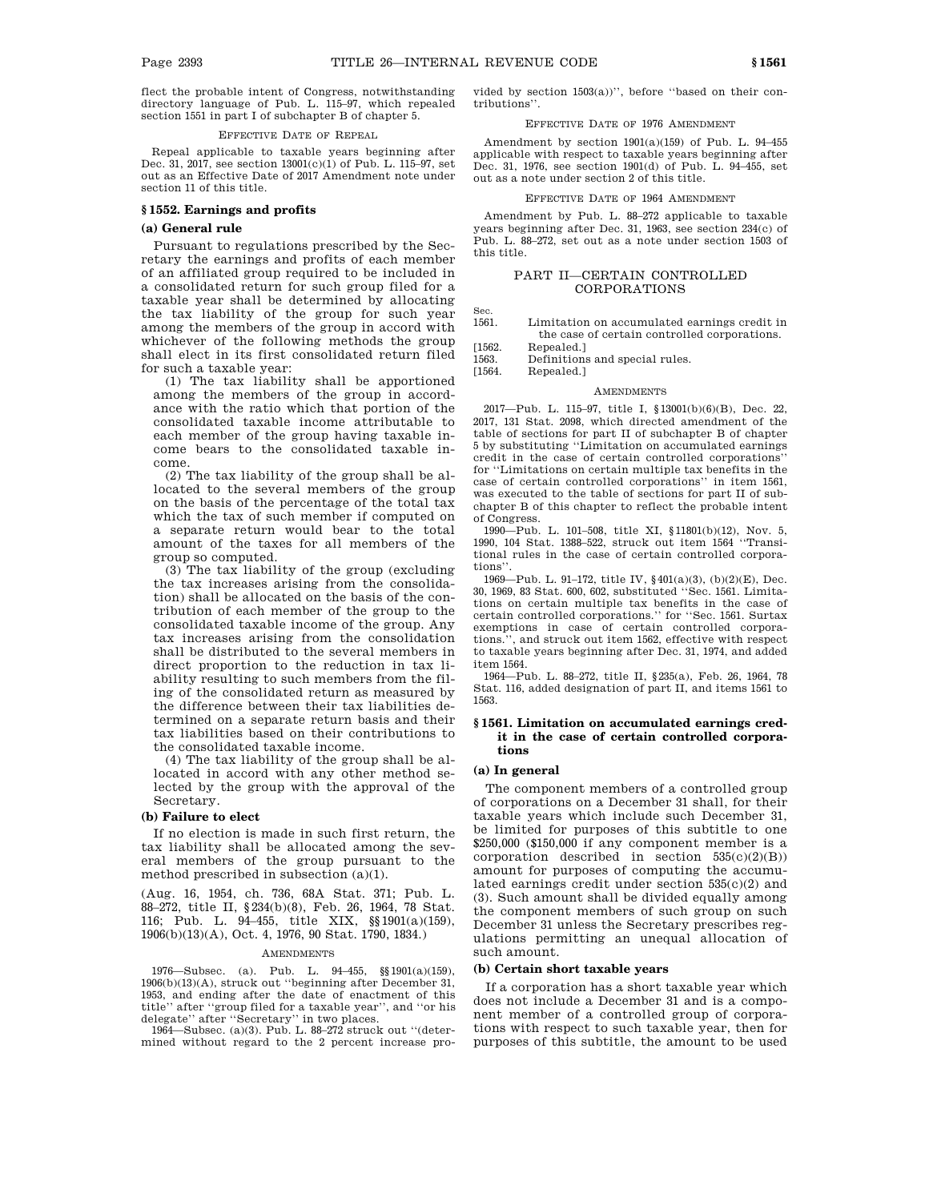flect the probable intent of Congress, notwithstanding directory language of Pub. L. 115–97, which repealed section 1551 in part I of subchapter B of chapter 5.

EFFECTIVE DATE OF REPEAL

Repeal applicable to taxable years beginning after Dec. 31, 2017, see section 13001(c)(1) of Pub. L. 115–97, set out as an Effective Date of 2017 Amendment note under section 11 of this title.

### § 1552. Earnings and profits

#### (a) General rule

Pursuant to regulations prescribed by the Secretary the earnings and profits of each member of an affiliated group required to be included in a consolidated return for such group filed for a taxable year shall be determined by allocating the tax liability of the group for such year among the members of the group in accord with whichever of the following methods the group shall elect in its first consolidated return filed for such a taxable year:

(1) The tax liability shall be apportioned among the members of the group in accordance with the ratio which that portion of the consolidated taxable income attributable to each member of the group having taxable income bears to the consolidated taxable income.

(2) The tax liability of the group shall be allocated to the several members of the group on the basis of the percentage of the total tax which the tax of such member if computed on a separate return would bear to the total amount of the taxes for all members of the group so computed.

(3) The tax liability of the group (excluding the tax increases arising from the consolidation) shall be allocated on the basis of the contribution of each member of the group to the consolidated taxable income of the group. Any tax increases arising from the consolidation shall be distributed to the several members in direct proportion to the reduction in tax liability resulting to such members from the filing of the consolidated return as measured by the difference between their tax liabilities determined on a separate return basis and their tax liabilities based on their contributions to the consolidated taxable income.

(4) The tax liability of the group shall be allocated in accord with any other method selected by the group with the approval of the Secretary.

#### (b) Failure to elect

If no election is made in such first return, the tax liability shall be allocated among the several members of the group pursuant to the method prescribed in subsection (a)(1).

(Aug. 16, 1954, ch. 736, 68A Stat. 371; Pub. L. 88–272, title II, §234(b)(8), Feb. 26, 1964, 78 Stat. 116; Pub. L. 94–455, title XIX, §§1901(a)(159), 1906(b)(13)(A), Oct. 4, 1976, 90 Stat. 1790, 1834.)

AMENDMENTS

1976—Subsec. (a). Pub. L. 94–455, §§1901(a)(159), 1906(b)(13)(A), struck out "beginning after December 31, 1953, and ending after the date of enactment of this title" after "group filed for a taxable year", and "or his delegate" after "Secretary" in two places.

1964—Subsec. (a)(3). Pub. L. 88–272 struck out "(determined without regard to the 2 percent increase provided by section 1503(a))", before "based on their contributions".

EFFECTIVE DATE OF 1976 AMENDMENT

Amendment by section 1901(a)(159) of Pub. L. 94–455 applicable with respect to taxable years beginning after Dec. 31, 1976, see section 1901(d) of Pub. L. 94–455, set out as a note under section 2 of this title.

EFFECTIVE DATE OF 1964 AMENDMENT

Amendment by Pub. L. 88–272 applicable to taxable years beginning after Dec. 31, 1963, see section 234(c) of Pub. L. 88–272, set out as a note under section 1503 of this title.

## PART II—CERTAIN CONTROLLED CORPORATIONS

| Sec. | |
|---|---|
| 1561. | Limitation on accumulated earnings credit in the case of certain controlled corporations. |
| [1562. | Repealed.] |
| 1563. | Definitions and special rules. |
| [1564. | Repealed.] |

AMENDMENTS

2017—Pub. L. 115–97, title I, §13001(b)(6)(B), Dec. 22, 2017, 131 Stat. 2098, which directed amendment of the table of sections for part II of subchapter B of chapter 5 by substituting "Limitation on accumulated earnings credit in the case of certain controlled corporations" for "Limitations on certain multiple tax benefits in the case of certain controlled corporations" in item 1561, was executed to the table of sections for part II of subchapter B of this chapter to reflect the probable intent of Congress.

1990—Pub. L. 101–508, title XI, §11801(b)(12), Nov. 5, 1990, 104 Stat. 1388–522, struck out item 1564 "Transitional rules in the case of certain controlled corporations".

1969—Pub. L. 91–172, title IV, §401(a)(3), (b)(2)(E), Dec. 30, 1969, 83 Stat. 600, 602, substituted "Sec. 1561. Limitations on certain multiple tax benefits in the case of certain controlled corporations." for "Sec. 1561. Surtax exemptions in case of certain controlled corporations.", and struck out item 1562, effective with respect to taxable years beginning after Dec. 31, 1974, and added item 1564.

1964—Pub. L. 88–272, title II, §235(a), Feb. 26, 1964, 78 Stat. 116, added designation of part II, and items 1561 to 1563.

### § 1561. Limitation on accumulated earnings credit in the case of certain controlled corporations

#### (a) In general

The component members of a controlled group of corporations on a December 31 shall, for their taxable years which include such December 31, be limited for purposes of this subtitle to one $250,000 ($150,000 if any component member is a corporation described in section 535(c)(2)(B)) amount for purposes of computing the accumulated earnings credit under section 535(c)(2) and (3). Such amount shall be divided equally among the component members of such group on such December 31 unless the Secretary prescribes regulations permitting an unequal allocation of such amount.

#### (b) Certain short taxable years

If a corporation has a short taxable year which does not include a December 31 and is a component member of a controlled group of corporations with respect to such taxable year, then for purposes of this subtitle, the amount to be used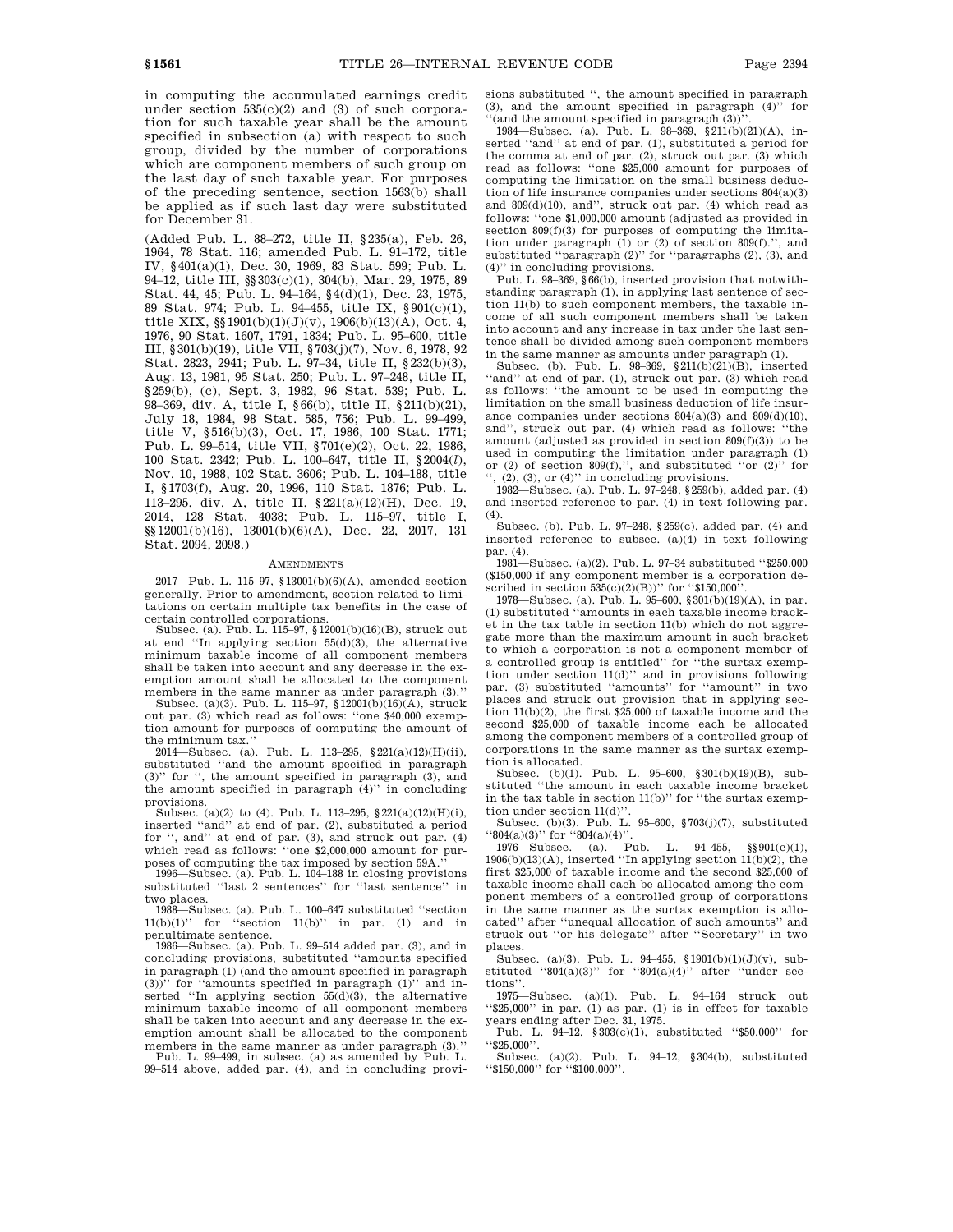in computing the accumulated earnings credit under section 535(c)(2) and (3) of such corporation for such taxable year shall be the amount specified in subsection (a) with respect to such group, divided by the number of corporations which are component members of such group on the last day of such taxable year. For purposes of the preceding sentence, section 1563(b) shall be applied as if such last day were substituted for December 31.

(Added Pub. L. 88–272, title II, §235(a), Feb. 26, 1964, 78 Stat. 116; amended Pub. L. 91–172, title IV, §401(a)(1), Dec. 30, 1969, 83 Stat. 599; Pub. L. 94–12, title III, §§303(c)(1), 304(b), Mar. 29, 1975, 89 Stat. 44, 45; Pub. L. 94–164, §4(d)(1), Dec. 23, 1975, 89 Stat. 974; Pub. L. 94–455, title IX, §901(c)(1), title XIX, §§1901(b)(1)(J)(v), 1906(b)(13)(A), Oct. 4, 1976, 90 Stat. 1607, 1791, 1834; Pub. L. 95–600, title III, §301(b)(19), title VII, §703(j)(7), Nov. 6, 1978, 92 Stat. 2823, 2941; Pub. L. 97–34, title II, §232(b)(3), Aug. 13, 1981, 95 Stat. 250; Pub. L. 97–248, title II, §259(b), (c), Sept. 3, 1982, 96 Stat. 539; Pub. L. 98–369, div. A, title I, §66(b), title II, §211(b)(21), July 18, 1984, 98 Stat. 585, 756; Pub. L. 99–499, title V, §516(b)(3), Oct. 17, 1986, 100 Stat. 1771; Pub. L. 99–514, title VII, §701(e)(2), Oct. 22, 1986, 100 Stat. 2342; Pub. L. 100–647, title II, §2004(*l*), Nov. 10, 1988, 102 Stat. 3606; Pub. L. 104–188, title I, §1703(f), Aug. 20, 1996, 110 Stat. 1876; Pub. L. 113–295, div. A, title II, §221(a)(12)(H), Dec. 19, 2014, 128 Stat. 4038; Pub. L. 115–97, title I, §§12001(b)(16), 13001(b)(6)(A), Dec. 22, 2017, 131 Stat. 2094, 2098.)

## AMENDMENTS

2017—Pub. L. 115–97, §13001(b)(6)(A), amended section generally. Prior to amendment, section related to limitations on certain multiple tax benefits in the case of certain controlled corporations.

Subsec. (a). Pub. L. 115–97, §12001(b)(16)(B), struck out at end "In applying section 55(d)(3), the alternative minimum taxable income of all component members shall be taken into account and any decrease in the exemption amount shall be allocated to the component members in the same manner as under paragraph (3)."

Subsec. (a)(3). Pub. L. 115–97, §12001(b)(16)(A), struck out par. (3) which read as follows: "one $40,000 exemption amount for purposes of computing the amount of the minimum tax."

2014—Subsec. (a). Pub. L. 113–295, §221(a)(12)(H)(ii), substituted "and the amount specified in paragraph (3)" for ", the amount specified in paragraph (3), and the amount specified in paragraph (4)" in concluding provisions.

Subsec. (a)(2) to (4). Pub. L. 113–295, §221(a)(12)(H)(i), inserted "and" at end of par. (2), substituted a period for ", and" at end of par. (3), and struck out par. (4) which read as follows: "one $2,000,000 amount for purposes of computing the tax imposed by section 59A."

1996—Subsec. (a). Pub. L. 104–188 in closing provisions substituted "last 2 sentences" for "last sentence" in two places.

1988—Subsec. (a). Pub. L. 100–647 substituted "section 11(b)(1)" for "section 11(b)" in par. (1) and in penultimate sentence.

1986—Subsec. (a). Pub. L. 99–514 added par. (3), and in concluding provisions, substituted "amounts specified in paragraph (1) (and the amount specified in paragraph (3))" for "amounts specified in paragraph (1)" and inserted "In applying section 55(d)(3), the alternative minimum taxable income of all component members shall be taken into account and any decrease in the exemption amount shall be allocated to the component members in the same manner as under paragraph (3)."

Pub. L. 99–499, in subsec. (a) as amended by Pub. L. 99–514 above, added par. (4), and in concluding provisions substituted ", the amount specified in paragraph (3), and the amount specified in paragraph (4)" for "(and the amount specified in paragraph (3))".

1984—Subsec. (a). Pub. L. 98–369, §211(b)(21)(A), inserted "and" at end of par. (1), substituted a period for the comma at end of par. (2), struck out par. (3) which read as follows: "one $25,000 amount for purposes of computing the limitation on the small business deduction of life insurance companies under sections 804(a)(3) and 809(d)(10), and", struck out par. (4) which read as follows: "one $1,000,000 amount (adjusted as provided in section 809(f)(3) for purposes of computing the limitation under paragraph (1) or (2) of section 809(f).", and substituted "paragraph (2)" for "paragraphs (2), (3), and (4)" in concluding provisions.

Pub. L. 98–369, §66(b), inserted provision that notwithstanding paragraph (1), in applying last sentence of section 11(b) to such component members, the taxable income of all such component members shall be taken into account and any increase in tax under the last sentence shall be divided among such component members in the same manner as amounts under paragraph (1).

Subsec. (b). Pub. L. 98–369, §211(b)(21)(B), inserted "and" at end of par. (1), struck out par. (3) which read as follows: "the amount to be used in computing the limitation on the small business deduction of life insurance companies under sections 804(a)(3) and 809(d)(10), and", struck out par. (4) which read as follows: "the amount (adjusted as provided in section 809(f)(3)) to be used in computing the limitation under paragraph (1) or (2) of section 809(f),", and substituted "or (2)" for ", (2), (3), or (4)" in concluding provisions.

1982—Subsec. (a). Pub. L. 97–248, §259(b), added par. (4) and inserted reference to par. (4) in text following par. (4).

Subsec. (b). Pub. L. 97–248, §259(c), added par. (4) and inserted reference to subsec. (a)(4) in text following par. (4).

1981—Subsec. (a)(2). Pub. L. 97–34 substituted "$250,000 ($150,000 if any component member is a corporation described in section 535(c)(2)(B))" for "$150,000".

1978—Subsec. (a). Pub. L. 95–600, §301(b)(19)(A), in par. (1) substituted "amounts in each taxable income bracket in the tax table in section 11(b) which do not aggregate more than the maximum amount in such bracket to which a corporation is not a component member of a controlled group is entitled" for "the surtax exemption under section 11(d)" and in provisions following par. (3) substituted "amounts" for "amount" in two places and struck out provision that in applying section 11(b)(2), the first $25,000 of taxable income and the second $25,000 of taxable income each be allocated among the component members of a controlled group of corporations in the same manner as the surtax exemption is allocated.

Subsec. (b)(1). Pub. L. 95–600, §301(b)(19)(B), substituted "the amount in each taxable income bracket in the tax table in section 11(b)" for "the surtax exemption under section 11(d)".

Subsec. (b)(3). Pub. L. 95–600, §703(j)(7), substituted "804(a)(3)" for "804(a)(4)".

1976—Subsec. (a). Pub. L. 94–455, §§901(c)(1), 1906(b)(13)(A), inserted "In applying section 11(b)(2), the first $25,000 of taxable income and the second $25,000 of taxable income shall each be allocated among the component members of a controlled group of corporations in the same manner as the surtax exemption is allocated" after "unequal allocation of such amounts" and struck out "or his delegate" after "Secretary" in two places.

Subsec. (a)(3). Pub. L. 94–455, §1901(b)(1)(J)(v), substituted "804(a)(3)" for "804(a)(4)" after "under sections".

1975—Subsec. (a)(1). Pub. L. 94–164 struck out "$25,000" in par. (1) as par. (1) is in effect for taxable years ending after Dec. 31, 1975.

Pub. L. 94–12, §303(c)(1), substituted "$50,000" for "$25,000".

Subsec. (a)(2). Pub. L. 94–12, §304(b), substituted "$150,000" for "$100,000".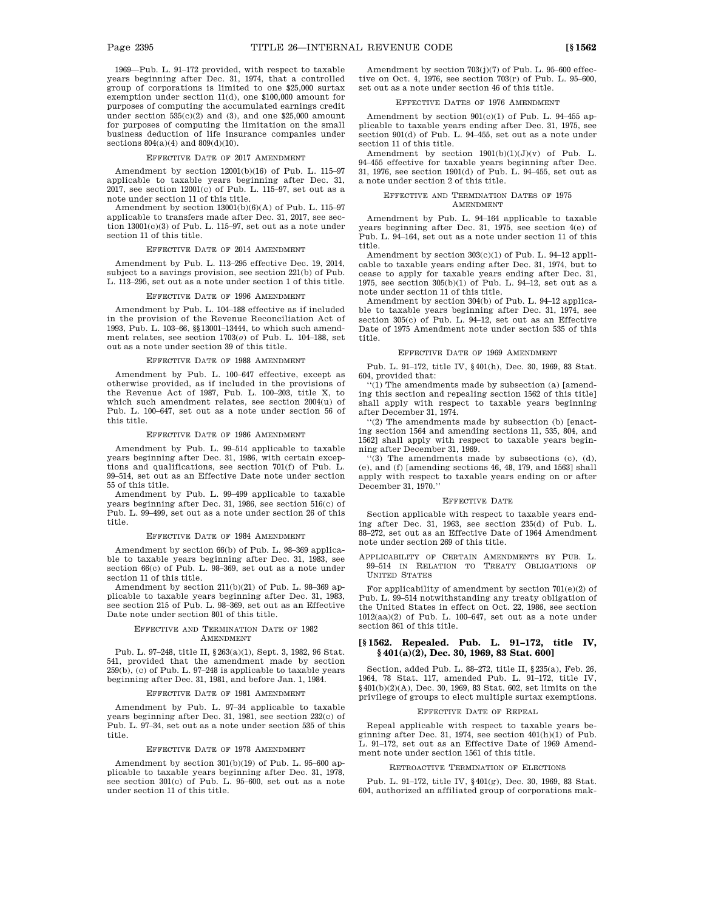1969—Pub. L. 91–172 provided, with respect to taxable years beginning after Dec. 31, 1974, that a controlled group of corporations is limited to one $25,000 surtax exemption under section 11(d), one $100,000 amount for purposes of computing the accumulated earnings credit under section 535(c)(2) and (3), and one $25,000 amount for purposes of computing the limitation on the small business deduction of life insurance companies under sections 804(a)(4) and 809(d)(10).

#### Effective Date of 2017 Amendment

Amendment by section 12001(b)(16) of Pub. L. 115–97 applicable to taxable years beginning after Dec. 31, 2017, see section 12001(c) of Pub. L. 115–97, set out as a note under section 11 of this title.

Amendment by section 13001(b)(6)(A) of Pub. L. 115–97 applicable to transfers made after Dec. 31, 2017, see section 13001(c)(3) of Pub. L. 115–97, set out as a note under section 11 of this title.

#### Effective Date of 2014 Amendment

Amendment by Pub. L. 113–295 effective Dec. 19, 2014, subject to a savings provision, see section 221(b) of Pub. L. 113–295, set out as a note under section 1 of this title.

#### Effective Date of 1996 Amendment

Amendment by Pub. L. 104–188 effective as if included in the provision of the Revenue Reconciliation Act of 1993, Pub. L. 103–66, §§ 13001–13444, to which such amendment relates, see section 1703(*o*) of Pub. L. 104–188, set out as a note under section 39 of this title.

#### Effective Date of 1988 Amendment

Amendment by Pub. L. 100–647 effective, except as otherwise provided, as if included in the provisions of the Revenue Act of 1987, Pub. L. 100–203, title X, to which such amendment relates, see section 2004(u) of Pub. L. 100–647, set out as a note under section 56 of this title.

#### Effective Date of 1986 Amendment

Amendment by Pub. L. 99–514 applicable to taxable years beginning after Dec. 31, 1986, with certain exceptions and qualifications, see section 701(f) of Pub. L. 99–514, set out as an Effective Date note under section 55 of this title.

Amendment by Pub. L. 99–499 applicable to taxable years beginning after Dec. 31, 1986, see section 516(c) of Pub. L. 99–499, set out as a note under section 26 of this title.

#### Effective Date of 1984 Amendment

Amendment by section 66(b) of Pub. L. 98–369 applicable to taxable years beginning after Dec. 31, 1983, see section 66(c) of Pub. L. 98–369, set out as a note under section 11 of this title.

Amendment by section 211(b)(21) of Pub. L. 98–369 applicable to taxable years beginning after Dec. 31, 1983, see section 215 of Pub. L. 98–369, set out as an Effective Date note under section 801 of this title.

#### Effective and Termination Date of 1982 Amendment

Pub. L. 97–248, title II, § 263(a)(1), Sept. 3, 1982, 96 Stat. 541, provided that the amendment made by section 259(b), (c) of Pub. L. 97–248 is applicable to taxable years beginning after Dec. 31, 1981, and before Jan. 1, 1984.

#### Effective Date of 1981 Amendment

Amendment by Pub. L. 97–34 applicable to taxable years beginning after Dec. 31, 1981, see section 232(c) of Pub. L. 97–34, set out as a note under section 535 of this title.

#### Effective Date of 1978 Amendment

Amendment by section 301(b)(19) of Pub. L. 95–600 applicable to taxable years beginning after Dec. 31, 1978, see section 301(c) of Pub. L. 95–600, set out as a note under section 11 of this title.

Amendment by section 703(j)(7) of Pub. L. 95–600 effective on Oct. 4, 1976, see section 703(r) of Pub. L. 95–600, set out as a note under section 46 of this title.

#### Effective Dates of 1976 Amendment

Amendment by section 901(c)(1) of Pub. L. 94–455 applicable to taxable years ending after Dec. 31, 1975, see section 901(d) of Pub. L. 94–455, set out as a note under section 11 of this title.

Amendment by section 1901(b)(1)(J)(v) of Pub. L. 94–455 effective for taxable years beginning after Dec. 31, 1976, see section 1901(d) of Pub. L. 94–455, set out as a note under section 2 of this title.

#### Effective and Termination Dates of 1975 Amendment

Amendment by Pub. L. 94–164 applicable to taxable years beginning after Dec. 31, 1975, see section 4(e) of Pub. L. 94–164, set out as a note under section 11 of this title.

Amendment by section 303(c)(1) of Pub. L. 94–12 applicable to taxable years ending after Dec. 31, 1974, but to cease to apply for taxable years ending after Dec. 31, 1975, see section 305(b)(1) of Pub. L. 94–12, set out as a note under section 11 of this title.

Amendment by section 304(b) of Pub. L. 94–12 applicable to taxable years beginning after Dec. 31, 1974, see section 305(c) of Pub. L. 94–12, set out as an Effective Date of 1975 Amendment note under section 535 of this title.

#### Effective Date of 1969 Amendment

Pub. L. 91–172, title IV, § 401(h), Dec. 30, 1969, 83 Stat. 604, provided that:

''(1) The amendments made by subsection (a) [amending this section and repealing section 1562 of this title] shall apply with respect to taxable years beginning after December 31, 1974.

''(2) The amendments made by subsection (b) [enacting section 1564 and amending sections 11, 535, 804, and 1562] shall apply with respect to taxable years beginning after December 31, 1969.

''(3) The amendments made by subsections (c), (d), (e), and (f) [amending sections 46, 48, 179, and 1563] shall apply with respect to taxable years ending on or after December 31, 1970.''

#### Effective Date

Section applicable with respect to taxable years ending after Dec. 31, 1963, see section 235(d) of Pub. L. 88–272, set out as an Effective Date of 1964 Amendment note under section 269 of this title.

#### Applicability of Certain Amendments by Pub. L. 99–514 in Relation to Treaty Obligations of United States

For applicability of amendment by section 701(e)(2) of Pub. L. 99–514 notwithstanding any treaty obligation of the United States in effect on Oct. 22, 1986, see section 1012(aa)(2) of Pub. L. 100–647, set out as a note under section 861 of this title.

## [§ 1562. Repealed. Pub. L. 91–172, title IV, § 401(a)(2), Dec. 30, 1969, 83 Stat. 600]

Section, added Pub. L. 88–272, title II, § 235(a), Feb. 26, 1964, 78 Stat. 117, amended Pub. L. 91–172, title IV, § 401(b)(2)(A), Dec. 30, 1969, 83 Stat. 602, set limits on the privilege of groups to elect multiple surtax exemptions.

#### Effective Date of Repeal

Repeal applicable with respect to taxable years beginning after Dec. 31, 1974, see section 401(h)(1) of Pub. L. 91–172, set out as an Effective Date of 1969 Amendment note under section 1561 of this title.

#### Retroactive Termination of Elections

Pub. L. 91–172, title IV, § 401(g), Dec. 30, 1969, 83 Stat. 604, authorized an affiliated group of corporations mak-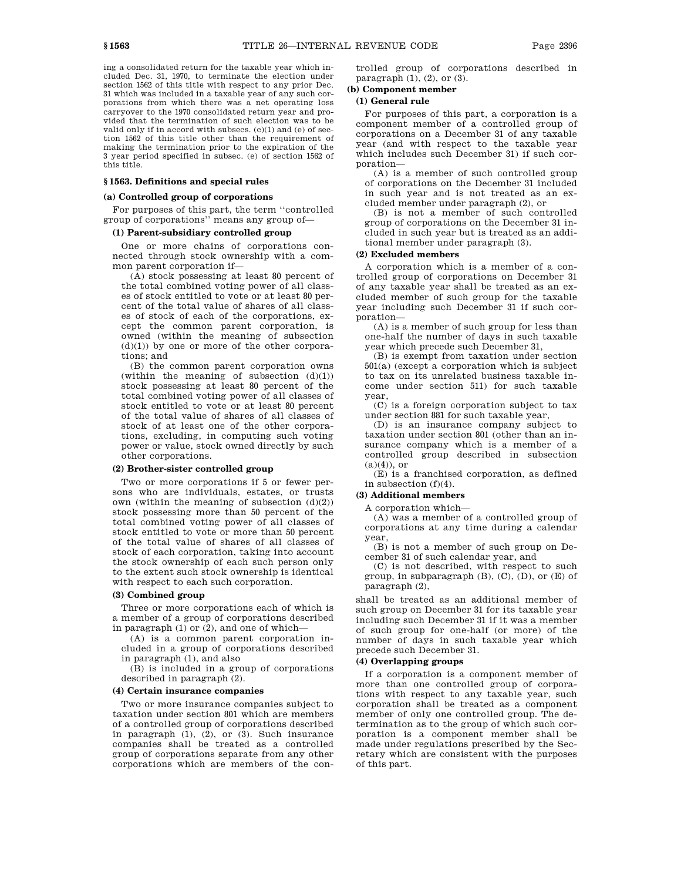ing a consolidated return for the taxable year which included Dec. 31, 1970, to terminate the election under section 1562 of this title with respect to any prior Dec. 31 which was included in a taxable year of any such corporations from which there was a net operating loss carryover to the 1970 consolidated return year and provided that the termination of such election was to be valid only if in accord with subsecs. (c)(1) and (e) of section 1562 of this title other than the requirement of making the termination prior to the expiration of the 3 year period specified in subsec. (e) of section 1562 of this title.

### § 1563. Definitions and special rules

#### (a) Controlled group of corporations

For purposes of this part, the term ''controlled group of corporations'' means any group of—

**(1) Parent-subsidiary controlled group**

One or more chains of corporations connected through stock ownership with a common parent corporation if—

(A) stock possessing at least 80 percent of the total combined voting power of all classes of stock entitled to vote or at least 80 percent of the total value of shares of all classes of stock of each of the corporations, except the common parent corporation, is owned (within the meaning of subsection (d)(1)) by one or more of the other corporations; and

(B) the common parent corporation owns (within the meaning of subsection (d)(1)) stock possessing at least 80 percent of the total combined voting power of all classes of stock entitled to vote or at least 80 percent of the total value of shares of all classes of stock of at least one of the other corporations, excluding, in computing such voting power or value, stock owned directly by such other corporations.

**(2) Brother-sister controlled group**

Two or more corporations if 5 or fewer persons who are individuals, estates, or trusts own (within the meaning of subsection (d)(2)) stock possessing more than 50 percent of the total combined voting power of all classes of stock entitled to vote or more than 50 percent of the total value of shares of all classes of stock of each corporation, taking into account the stock ownership of each such person only to the extent such stock ownership is identical with respect to each such corporation.

**(3) Combined group**

Three or more corporations each of which is a member of a group of corporations described in paragraph (1) or (2), and one of which—

(A) is a common parent corporation included in a group of corporations described in paragraph (1), and also

(B) is included in a group of corporations described in paragraph (2).

**(4) Certain insurance companies**

Two or more insurance companies subject to taxation under section 801 which are members of a controlled group of corporations described in paragraph (1), (2), or (3). Such insurance companies shall be treated as a controlled group of corporations separate from any other corporations which are members of the controlled group of corporations described in paragraph (1), (2), or (3).

#### (b) Component member

**(1) General rule**

For purposes of this part, a corporation is a component member of a controlled group of corporations on a December 31 of any taxable year (and with respect to the taxable year which includes such December 31) if such corporation—

(A) is a member of such controlled group of corporations on the December 31 included in such year and is not treated as an excluded member under paragraph (2), or

(B) is not a member of such controlled group of corporations on the December 31 included in such year but is treated as an additional member under paragraph (3).

**(2) Excluded members**

A corporation which is a member of a controlled group of corporations on December 31 of any taxable year shall be treated as an excluded member of such group for the taxable year including such December 31 if such corporation—

(A) is a member of such group for less than one-half the number of days in such taxable year which precede such December 31,

(B) is exempt from taxation under section 501(a) (except a corporation which is subject to tax on its unrelated business taxable income under section 511) for such taxable year,

(C) is a foreign corporation subject to tax under section 881 for such taxable year,

(D) is an insurance company subject to taxation under section 801 (other than an insurance company which is a member of a controlled group described in subsection (a)(4)), or

(E) is a franchised corporation, as defined in subsection (f)(4).

**(3) Additional members**

A corporation which—

(A) was a member of a controlled group of corporations at any time during a calendar year,

(B) is not a member of such group on December 31 of such calendar year, and

(C) is not described, with respect to such group, in subparagraph (B), (C), (D), or (E) of paragraph (2),

shall be treated as an additional member of such group on December 31 for its taxable year including such December 31 if it was a member of such group for one-half (or more) of the number of days in such taxable year which precede such December 31.

**(4) Overlapping groups**

If a corporation is a component member of more than one controlled group of corporations with respect to any taxable year, such corporation shall be treated as a component member of only one controlled group. The determination as to the group of which such corporation is a component member shall be made under regulations prescribed by the Secretary which are consistent with the purposes of this part.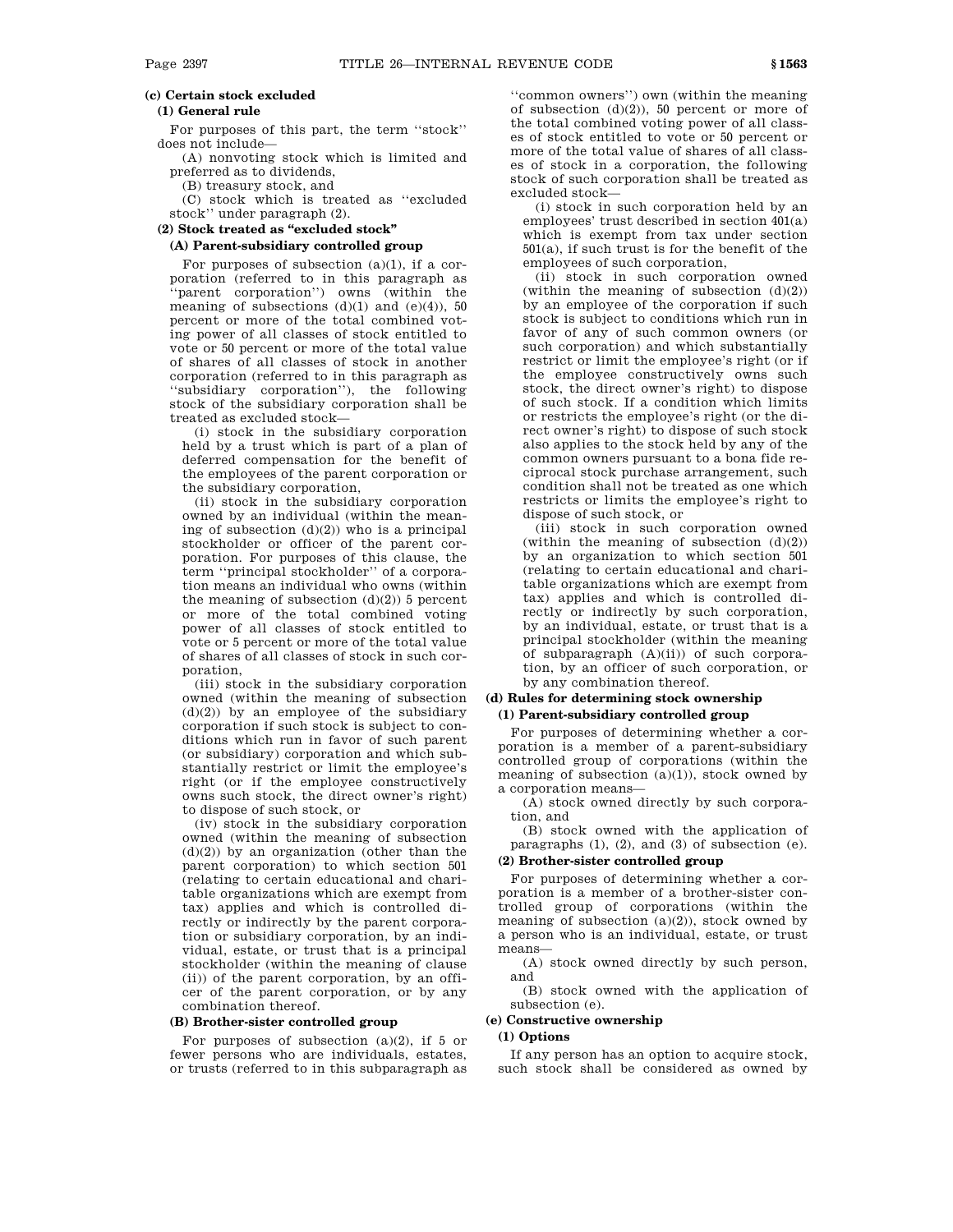### (c) Certain stock excluded

#### (1) General rule

For purposes of this part, the term ''stock'' does not include—

(A) nonvoting stock which is limited and preferred as to dividends,

(B) treasury stock, and

(C) stock which is treated as ''excluded stock'' under paragraph (2).

#### (2) Stock treated as "excluded stock"

##### (A) Parent-subsidiary controlled group

For purposes of subsection (a)(1), if a corporation (referred to in this paragraph as ''parent corporation'') owns (within the meaning of subsections (d)(1) and (e)(4)), 50 percent or more of the total combined voting power of all classes of stock entitled to vote or 50 percent or more of the total value of shares of all classes of stock in another corporation (referred to in this paragraph as ''subsidiary corporation''), the following stock of the subsidiary corporation shall be treated as excluded stock—

(i) stock in the subsidiary corporation held by a trust which is part of a plan of deferred compensation for the benefit of the employees of the parent corporation or the subsidiary corporation,

(ii) stock in the subsidiary corporation owned by an individual (within the meaning of subsection (d)(2)) who is a principal stockholder or officer of the parent corporation. For purposes of this clause, the term ''principal stockholder'' of a corporation means an individual who owns (within the meaning of subsection (d)(2)) 5 percent or more of the total combined voting power of all classes of stock entitled to vote or 5 percent or more of the total value of shares of all classes of stock in such corporation,

(iii) stock in the subsidiary corporation owned (within the meaning of subsection (d)(2)) by an employee of the subsidiary corporation if such stock is subject to conditions which run in favor of such parent (or subsidiary) corporation and which substantially restrict or limit the employee's right (or if the employee constructively owns such stock, the direct owner's right) to dispose of such stock, or

(iv) stock in the subsidiary corporation owned (within the meaning of subsection (d)(2)) by an organization (other than the parent corporation) to which section 501 (relating to certain educational and charitable organizations which are exempt from tax) applies and which is controlled directly or indirectly by the parent corporation or subsidiary corporation, by an individual, estate, or trust that is a principal stockholder (within the meaning of clause (ii)) of the parent corporation, by an officer of the parent corporation, or by any combination thereof.

##### (B) Brother-sister controlled group

For purposes of subsection (a)(2), if 5 or fewer persons who are individuals, estates, or trusts (referred to in this subparagraph as ''common owners'') own (within the meaning of subsection (d)(2)), 50 percent or more of the total combined voting power of all classes of stock entitled to vote or 50 percent or more of the total value of shares of all classes of stock in a corporation, the following stock of such corporation shall be treated as excluded stock—

(i) stock in such corporation held by an employees' trust described in section 401(a) which is exempt from tax under section 501(a), if such trust is for the benefit of the employees of such corporation,

(ii) stock in such corporation owned (within the meaning of subsection (d)(2)) by an employee of the corporation if such stock is subject to conditions which run in favor of any of such common owners (or such corporation) and which substantially restrict or limit the employee's right (or if the employee constructively owns such stock, the direct owner's right) to dispose of such stock. If a condition which limits or restricts the employee's right (or the direct owner's right) to dispose of such stock also applies to the stock held by any of the common owners pursuant to a bona fide reciprocal stock purchase arrangement, such condition shall not be treated as one which restricts or limits the employee's right to dispose of such stock, or

(iii) stock in such corporation owned (within the meaning of subsection (d)(2)) by an organization to which section 501 (relating to certain educational and charitable organizations which are exempt from tax) applies and which is controlled directly or indirectly by such corporation, by an individual, estate, or trust that is a principal stockholder (within the meaning of subparagraph (A)(ii)) of such corporation, by an officer of such corporation, or by any combination thereof.

### (d) Rules for determining stock ownership

#### (1) Parent-subsidiary controlled group

For purposes of determining whether a corporation is a member of a parent-subsidiary controlled group of corporations (within the meaning of subsection (a)(1)), stock owned by a corporation means—

(A) stock owned directly by such corporation, and

(B) stock owned with the application of paragraphs (1), (2), and (3) of subsection (e).

#### (2) Brother-sister controlled group

For purposes of determining whether a corporation is a member of a brother-sister controlled group of corporations (within the meaning of subsection (a)(2)), stock owned by a person who is an individual, estate, or trust means—

(A) stock owned directly by such person, and

(B) stock owned with the application of subsection (e).

### (e) Constructive ownership

#### (1) Options

If any person has an option to acquire stock, such stock shall be considered as owned by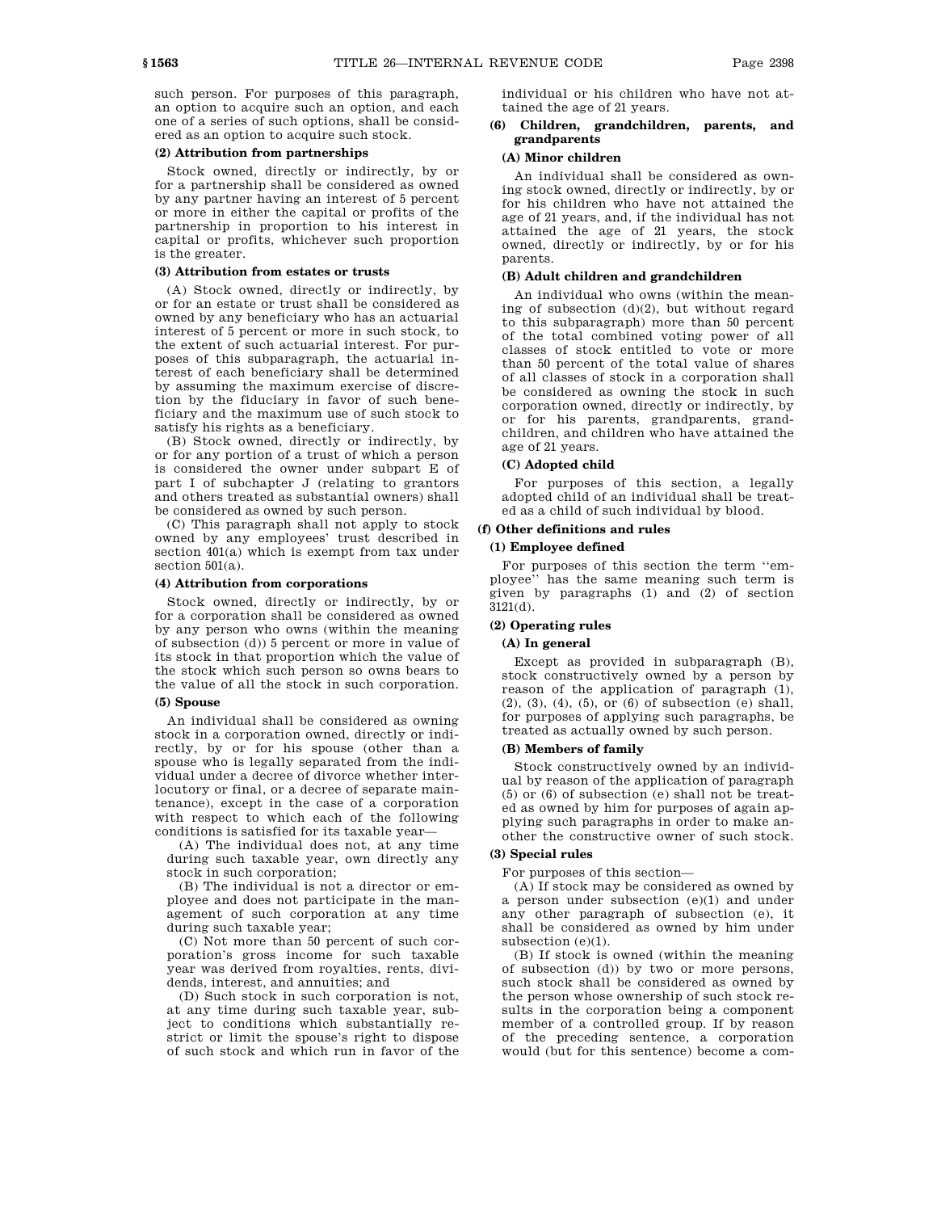such person. For purposes of this paragraph, an option to acquire such an option, and each one of a series of such options, shall be considered as an option to acquire such stock.

**(2) Attribution from partnerships**

Stock owned, directly or indirectly, by or for a partnership shall be considered as owned by any partner having an interest of 5 percent or more in either the capital or profits of the partnership in proportion to his interest in capital or profits, whichever such proportion is the greater.

**(3) Attribution from estates or trusts**

(A) Stock owned, directly or indirectly, by or for an estate or trust shall be considered as owned by any beneficiary who has an actuarial interest of 5 percent or more in such stock, to the extent of such actuarial interest. For purposes of this subparagraph, the actuarial interest of each beneficiary shall be determined by assuming the maximum exercise of discretion by the fiduciary in favor of such beneficiary and the maximum use of such stock to satisfy his rights as a beneficiary.

(B) Stock owned, directly or indirectly, by or for any portion of a trust of which a person is considered the owner under subpart E of part I of subchapter J (relating to grantors and others treated as substantial owners) shall be considered as owned by such person.

(C) This paragraph shall not apply to stock owned by any employees' trust described in section 401(a) which is exempt from tax under section 501(a).

**(4) Attribution from corporations**

Stock owned, directly or indirectly, by or for a corporation shall be considered as owned by any person who owns (within the meaning of subsection (d)) 5 percent or more in value of its stock in that proportion which the value of the stock which such person so owns bears to the value of all the stock in such corporation.

**(5) Spouse**

An individual shall be considered as owning stock in a corporation owned, directly or indirectly, by or for his spouse (other than a spouse who is legally separated from the individual under a decree of divorce whether interlocutory or final, or a decree of separate maintenance), except in the case of a corporation with respect to which each of the following conditions is satisfied for its taxable year—

(A) The individual does not, at any time during such taxable year, own directly any stock in such corporation;

(B) The individual is not a director or employee and does not participate in the management of such corporation at any time during such taxable year;

(C) Not more than 50 percent of such corporation's gross income for such taxable year was derived from royalties, rents, dividends, interest, and annuities; and

(D) Such stock in such corporation is not, at any time during such taxable year, subject to conditions which substantially restrict or limit the spouse's right to dispose of such stock and which run in favor of the individual or his children who have not attained the age of 21 years.

**(6) Children, grandchildren, parents, and grandparents**

**(A) Minor children**

An individual shall be considered as owning stock owned, directly or indirectly, by or for his children who have not attained the age of 21 years, and, if the individual has not attained the age of 21 years, the stock owned, directly or indirectly, by or for his parents.

**(B) Adult children and grandchildren**

An individual who owns (within the meaning of subsection (d)(2), but without regard to this subparagraph) more than 50 percent of the total combined voting power of all classes of stock entitled to vote or more than 50 percent of the total value of shares of all classes of stock in a corporation shall be considered as owning the stock in such corporation owned, directly or indirectly, by or for his parents, grandparents, grandchildren, and children who have attained the age of 21 years.

**(C) Adopted child**

For purposes of this section, a legally adopted child of an individual shall be treated as a child of such individual by blood.

**(f) Other definitions and rules**

**(1) Employee defined**

For purposes of this section the term "employee" has the same meaning such term is given by paragraphs (1) and (2) of section 3121(d).

**(2) Operating rules**

**(A) In general**

Except as provided in subparagraph (B), stock constructively owned by a person by reason of the application of paragraph (1), (2), (3), (4), (5), or (6) of subsection (e) shall, for purposes of applying such paragraphs, be treated as actually owned by such person.

**(B) Members of family**

Stock constructively owned by an individual by reason of the application of paragraph (5) or (6) of subsection (e) shall not be treated as owned by him for purposes of again applying such paragraphs in order to make another the constructive owner of such stock.

**(3) Special rules**

For purposes of this section—

(A) If stock may be considered as owned by a person under subsection (e)(1) and under any other paragraph of subsection (e), it shall be considered as owned by him under subsection (e)(1).

(B) If stock is owned (within the meaning of subsection (d)) by two or more persons, such stock shall be considered as owned by the person whose ownership of such stock results in the corporation being a component member of a controlled group. If by reason of the preceding sentence, a corporation would (but for this sentence) become a com-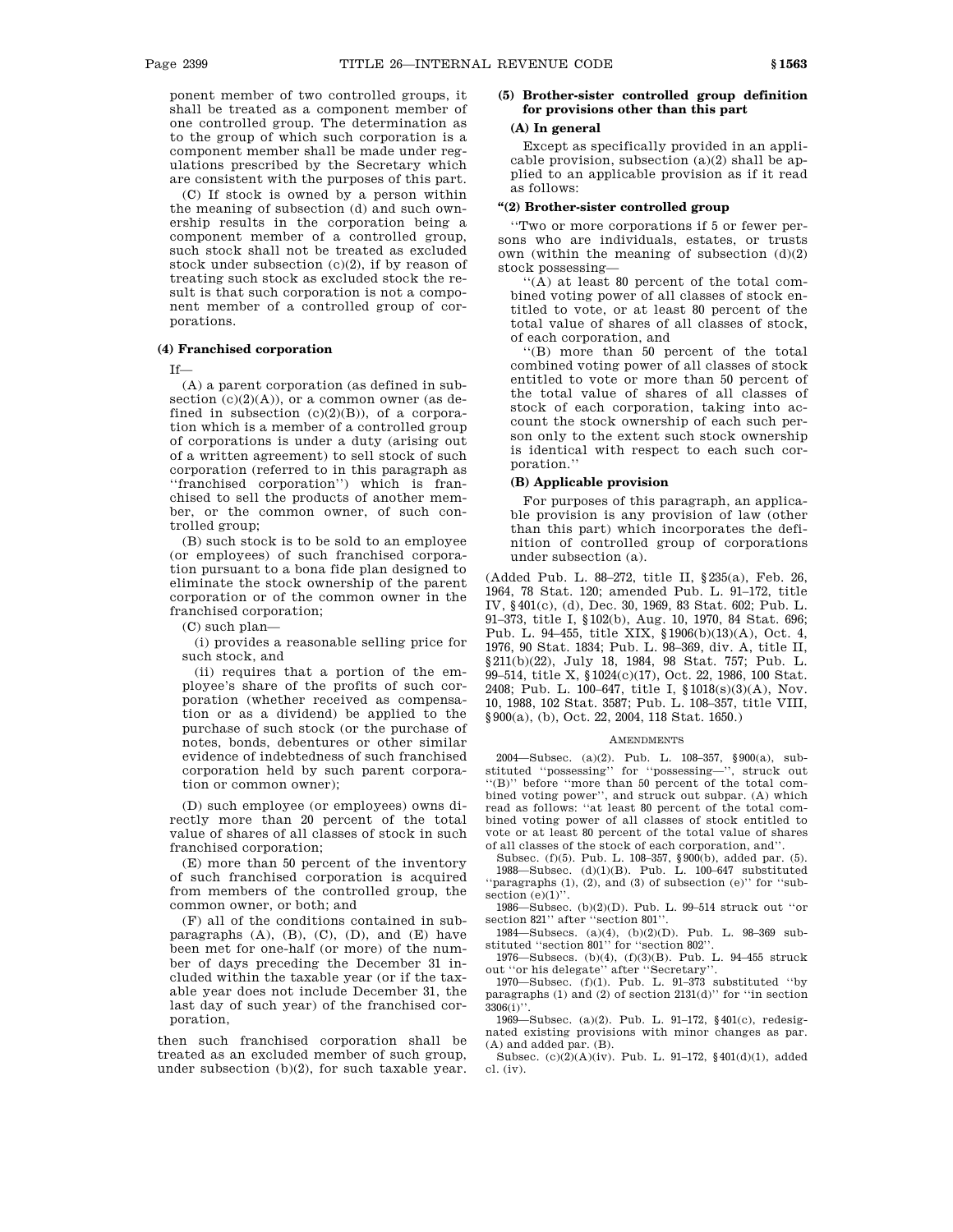ponent member of two controlled groups, it shall be treated as a component member of one controlled group. The determination as to the group of which such corporation is a component member shall be made under regulations prescribed by the Secretary which are consistent with the purposes of this part.

(C) If stock is owned by a person within the meaning of subsection (d) and such ownership results in the corporation being a component member of a controlled group, such stock shall not be treated as excluded stock under subsection (c)(2), if by reason of treating such stock as excluded stock the result is that such corporation is not a component member of a controlled group of corporations.

**(4) Franchised corporation**

If—

(A) a parent corporation (as defined in subsection (c)(2)(A)), or a common owner (as defined in subsection (c)(2)(B)), of a corporation which is a member of a controlled group of corporations is under a duty (arising out of a written agreement) to sell stock of such corporation (referred to in this paragraph as ''franchised corporation'') which is franchised to sell the products of another member, or the common owner, of such controlled group;

(B) such stock is to be sold to an employee (or employees) of such franchised corporation pursuant to a bona fide plan designed to eliminate the stock ownership of the parent corporation or of the common owner in the franchised corporation;

(C) such plan—

(i) provides a reasonable selling price for such stock, and

(ii) requires that a portion of the employee's share of the profits of such corporation (whether received as compensation or as a dividend) be applied to the purchase of such stock (or the purchase of notes, bonds, debentures or other similar evidence of indebtedness of such franchised corporation held by such parent corporation or common owner);

(D) such employee (or employees) owns directly more than 20 percent of the total value of shares of all classes of stock in such franchised corporation;

(E) more than 50 percent of the inventory of such franchised corporation is acquired from members of the controlled group, the common owner, or both; and

(F) all of the conditions contained in subparagraphs (A), (B), (C), (D), and (E) have been met for one-half (or more) of the number of days preceding the December 31 included within the taxable year (or if the taxable year does not include December 31, the last day of such year) of the franchised corporation,

then such franchised corporation shall be treated as an excluded member of such group, under subsection (b)(2), for such taxable year.

**(5) Brother-sister controlled group definition for provisions other than this part**

**(A) In general**

Except as specifically provided in an applicable provision, subsection (a)(2) shall be applied to an applicable provision as if it read as follows:

**"(2) Brother-sister controlled group**

''Two or more corporations if 5 or fewer persons who are individuals, estates, or trusts own (within the meaning of subsection (d)(2) stock possessing—

''(A) at least 80 percent of the total combined voting power of all classes of stock entitled to vote, or at least 80 percent of the total value of shares of all classes of stock, of each corporation, and

''(B) more than 50 percent of the total combined voting power of all classes of stock entitled to vote or more than 50 percent of the total value of shares of all classes of stock of each corporation, taking into account the stock ownership of each such person only to the extent such stock ownership is identical with respect to each such corporation.''

**(B) Applicable provision**

For purposes of this paragraph, an applicable provision is any provision of law (other than this part) which incorporates the definition of controlled group of corporations under subsection (a).

(Added Pub. L. 88–272, title II, §235(a), Feb. 26, 1964, 78 Stat. 120; amended Pub. L. 91–172, title IV, §401(c), (d), Dec. 30, 1969, 83 Stat. 602; Pub. L. 91–373, title I, §102(b), Aug. 10, 1970, 84 Stat. 696; Pub. L. 94–455, title XIX, §1906(b)(13)(A), Oct. 4, 1976, 90 Stat. 1834; Pub. L. 98–369, div. A, title II, §211(b)(22), July 18, 1984, 98 Stat. 757; Pub. L. 99–514, title X, §1024(c)(17), Oct. 22, 1986, 100 Stat. 2408; Pub. L. 100–647, title I, §1018(s)(3)(A), Nov. 10, 1988, 102 Stat. 3587; Pub. L. 108–357, title VIII, §900(a), (b), Oct. 22, 2004, 118 Stat. 1650.)

AMENDMENTS

2004—Subsec. (a)(2). Pub. L. 108–357, §900(a), substituted ''possessing'' for ''possessing—'', struck out ''(B)'' before ''more than 50 percent of the total combined voting power'', and struck out subpar. (A) which read as follows: ''at least 80 percent of the total combined voting power of all classes of stock entitled to vote or at least 80 percent of the total value of shares of all classes of the stock of each corporation, and''.

Subsec. (f)(5). Pub. L. 108–357, §900(b), added par. (5).

1988—Subsec. (d)(1)(B). Pub. L. 100–647 substituted ''paragraphs (1), (2), and (3) of subsection (e)'' for ''subsection (e)(1)''.

1986—Subsec. (b)(2)(D). Pub. L. 99–514 struck out ''or section 821'' after ''section 801''.

1984—Subsecs. (a)(4), (b)(2)(D). Pub. L. 98–369 substituted ''section 801'' for ''section 802''.

1976—Subsecs. (b)(4), (f)(3)(B). Pub. L. 94–455 struck out ''or his delegate'' after ''Secretary''.

1970—Subsec. (f)(1). Pub. L. 91–373 substituted ''by paragraphs (1) and (2) of section 2131(d)'' for ''in section 3306(i)''.

1969—Subsec. (a)(2). Pub. L. 91–172, §401(c), redesignated existing provisions with minor changes as par. (A) and added par. (B).

Subsec. (c)(2)(A)(iv). Pub. L. 91–172, §401(d)(1), added cl. (iv).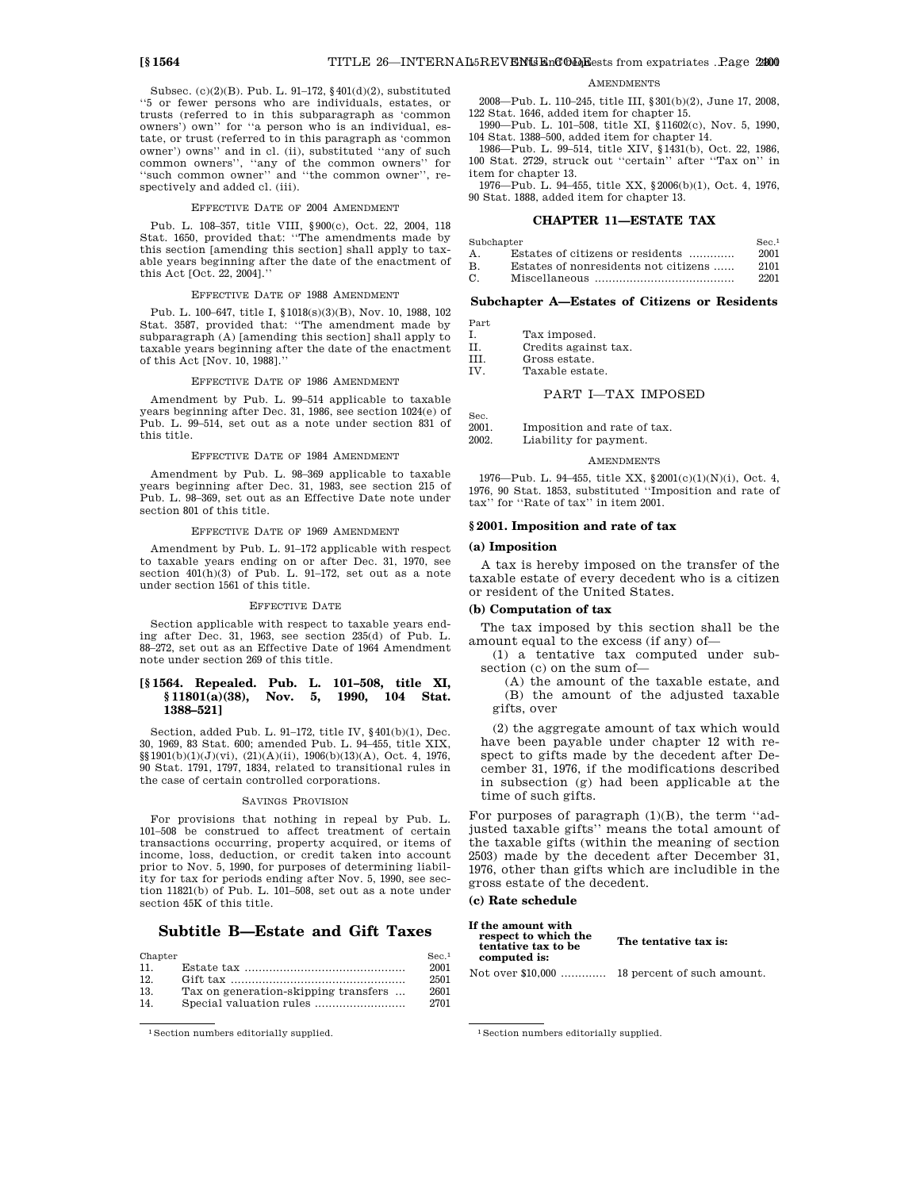Subsec. (c)(2)(B). Pub. L. 91–172, §401(d)(2), substituted ''5 or fewer persons who are individuals, estates, or trusts (referred to in this subparagraph as 'common owners') own'' for ''a person who is an individual, estate, or trust (referred to in this paragraph as 'common owner') owns'' and in cl. (ii), substituted ''any of such common owners'', ''any of the common owners'' for ''such common owner'' and ''the common owner'', respectively and added cl. (iii).

EFFECTIVE DATE OF 2004 AMENDMENT

Pub. L. 108–357, title VIII, §900(c), Oct. 22, 2004, 118 Stat. 1650, provided that: ''The amendments made by this section [amending this section] shall apply to taxable years beginning after the date of the enactment of this Act [Oct. 22, 2004].''

EFFECTIVE DATE OF 1988 AMENDMENT

Pub. L. 100–647, title I, §1018(s)(3)(B), Nov. 10, 1988, 102 Stat. 3587, provided that: ''The amendment made by subparagraph (A) [amending this section] shall apply to taxable years beginning after the date of the enactment of this Act [Nov. 10, 1988].''

EFFECTIVE DATE OF 1986 AMENDMENT

Amendment by Pub. L. 99–514 applicable to taxable years beginning after Dec. 31, 1986, see section 1024(e) of Pub. L. 99–514, set out as a note under section 831 of this title.

EFFECTIVE DATE OF 1984 AMENDMENT

Amendment by Pub. L. 98–369 applicable to taxable years beginning after Dec. 31, 1983, see section 215 of Pub. L. 98–369, set out as an Effective Date note under section 801 of this title.

EFFECTIVE DATE OF 1969 AMENDMENT

Amendment by Pub. L. 91–172 applicable with respect to taxable years ending on or after Dec. 31, 1970, see section 401(h)(3) of Pub. L. 91–172, set out as a note under section 1561 of this title.

EFFECTIVE DATE

Section applicable with respect to taxable years ending after Dec. 31, 1963, see section 235(d) of Pub. L. 88–272, set out as an Effective Date of 1964 Amendment note under section 269 of this title.

### [§1564. Repealed. Pub. L. 101–508, title XI, §11801(a)(38), Nov. 5, 1990, 104 Stat. 1388–521]

Section, added Pub. L. 91–172, title IV, §401(b)(1), Dec. 30, 1969, 83 Stat. 600; amended Pub. L. 94–455, title XIX, §§1901(b)(1)(J)(vi), (21)(A)(ii), 1906(b)(13)(A), Oct. 4, 1976, 90 Stat. 1791, 1797, 1834, related to transitional rules in the case of certain controlled corporations.

SAVINGS PROVISION

For provisions that nothing in repeal by Pub. L. 101–508 be construed to affect treatment of certain transactions occurring, property acquired, or items of income, loss, deduction, or credit taken into account prior to Nov. 5, 1990, for purposes of determining liability for tax for periods ending after Nov. 5, 1990, see section 11821(b) of Pub. L. 101–508, set out as a note under section 45K of this title.

## Subtitle B—Estate and Gift Taxes

| Chapter | | Sec.[1] |
|---|---|---|
| 11. | Estate tax | 2001 |
| 12. | Gift tax | 2501 |
| 13. | Tax on generation-skipping transfers | 2601 |
| 14. | Special valuation rules | 2701 |

[1] Section numbers editorially supplied.

AMENDMENTS

2008—Pub. L. 110–245, title III, §301(b)(2), June 17, 2008, 122 Stat. 1646, added item for chapter 15.

1990—Pub. L. 101–508, title XI, §11602(c), Nov. 5, 1990, 104 Stat. 1388–500, added item for chapter 14.

1986—Pub. L. 99–514, title XIV, §1431(b), Oct. 22, 1986, 100 Stat. 2729, struck out ''certain'' after ''Tax on'' in item for chapter 13.

1976—Pub. L. 94–455, title XX, §2006(b)(1), Oct. 4, 1976, 90 Stat. 1888, added item for chapter 13.

## CHAPTER 11—ESTATE TAX

| Subchapter | | Sec.[1] |
|---|---|---|
| A. | Estates of citizens or residents | 2001 |
| B. | Estates of nonresidents not citizens | 2101 |
| C. | Miscellaneous | 2201 |

### Subchapter A—Estates of Citizens or Residents

| Part | |
|---|---|
| I. | Tax imposed. |
| II. | Credits against tax. |
| III. | Gross estate. |
| IV. | Taxable estate. |

PART I—TAX IMPOSED

| Sec. | |
|---|---|
| 2001. | Imposition and rate of tax. |
| 2002. | Liability for payment. |

AMENDMENTS

1976—Pub. L. 94–455, title XX, §2001(c)(1)(N)(i), Oct. 4, 1976, 90 Stat. 1853, substituted ''Imposition and rate of tax'' for ''Rate of tax'' in item 2001.

### §2001. Imposition and rate of tax

**(a) Imposition**

A tax is hereby imposed on the transfer of the taxable estate of every decedent who is a citizen or resident of the United States.

**(b) Computation of tax**

The tax imposed by this section shall be the amount equal to the excess (if any) of—

(1) a tentative tax computed under subsection (c) on the sum of—

(A) the amount of the taxable estate, and

(B) the amount of the adjusted taxable gifts, over

(2) the aggregate amount of tax which would have been payable under chapter 12 with respect to gifts made by the decedent after December 31, 1976, if the modifications described in subsection (g) had been applicable at the time of such gifts.

For purposes of paragraph (1)(B), the term ''adjusted taxable gifts'' means the total amount of the taxable gifts (within the meaning of section 2503) made by the decedent after December 31, 1976, other than gifts which are includible in the gross estate of the decedent.

**(c) Rate schedule**

| If the amount with respect to which the tentative tax to be computed is: | The tentative tax is: |
|---|---|
| Not over $10,000 | 18 percent of such amount. |

[1] Section numbers editorially supplied.